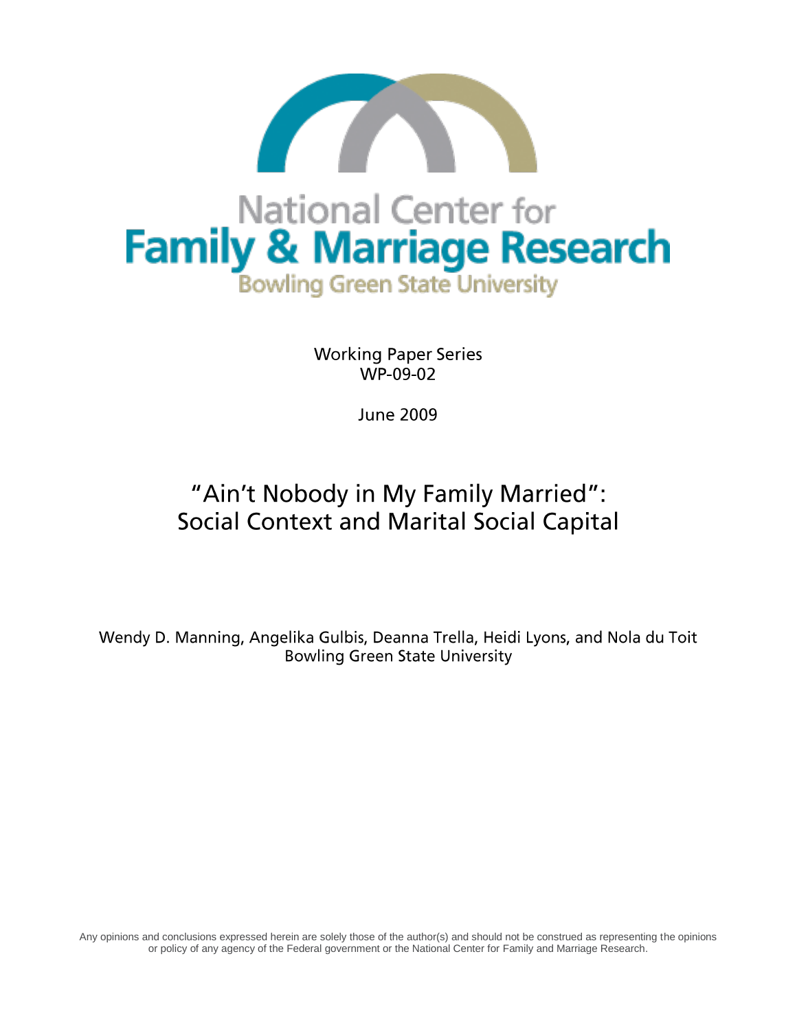National Center for
**Family & Marriage Research**
Bowling Green State University

Working Paper Series
WP-09-02

June 2009

# "Ain't Nobody in My Family Married": Social Context and Marital Social Capital

Wendy D. Manning, Angelika Gulbis, Deanna Trella, Heidi Lyons, and Nola du Toit
Bowling Green State University

Any opinions and conclusions expressed herein are solely those of the author(s) and should not be construed as representing the opinions or policy of any agency of the Federal government or the National Center for Family and Marriage Research.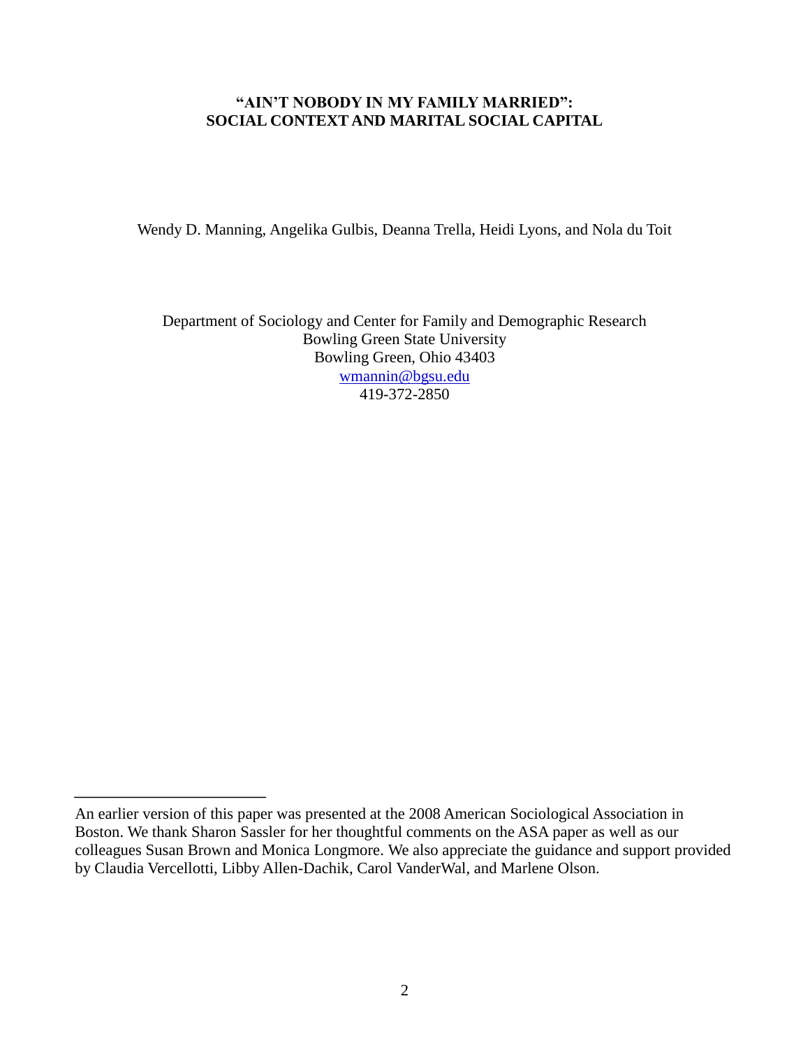# "AIN'T NOBODY IN MY FAMILY MARRIED": SOCIAL CONTEXT AND MARITAL SOCIAL CAPITAL

Wendy D. Manning, Angelika Gulbis, Deanna Trella, Heidi Lyons, and Nola du Toit

Department of Sociology and Center for Family and Demographic Research
Bowling Green State University
Bowling Green, Ohio 43403
wmannin@bgsu.edu
419-372-2850

---

An earlier version of this paper was presented at the 2008 American Sociological Association in Boston. We thank Sharon Sassler for her thoughtful comments on the ASA paper as well as our colleagues Susan Brown and Monica Longmore. We also appreciate the guidance and support provided by Claudia Vercellotti, Libby Allen-Dachik, Carol VanderWal, and Marlene Olson.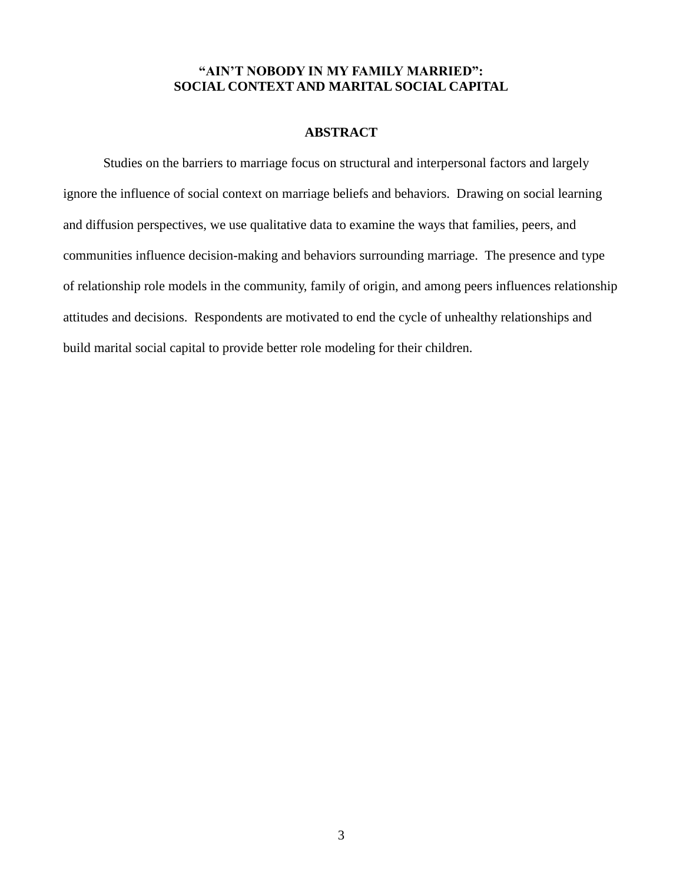# "AIN'T NOBODY IN MY FAMILY MARRIED": SOCIAL CONTEXT AND MARITAL SOCIAL CAPITAL

## ABSTRACT

Studies on the barriers to marriage focus on structural and interpersonal factors and largely ignore the influence of social context on marriage beliefs and behaviors. Drawing on social learning and diffusion perspectives, we use qualitative data to examine the ways that families, peers, and communities influence decision-making and behaviors surrounding marriage. The presence and type of relationship role models in the community, family of origin, and among peers influences relationship attitudes and decisions. Respondents are motivated to end the cycle of unhealthy relationships and build marital social capital to provide better role modeling for their children.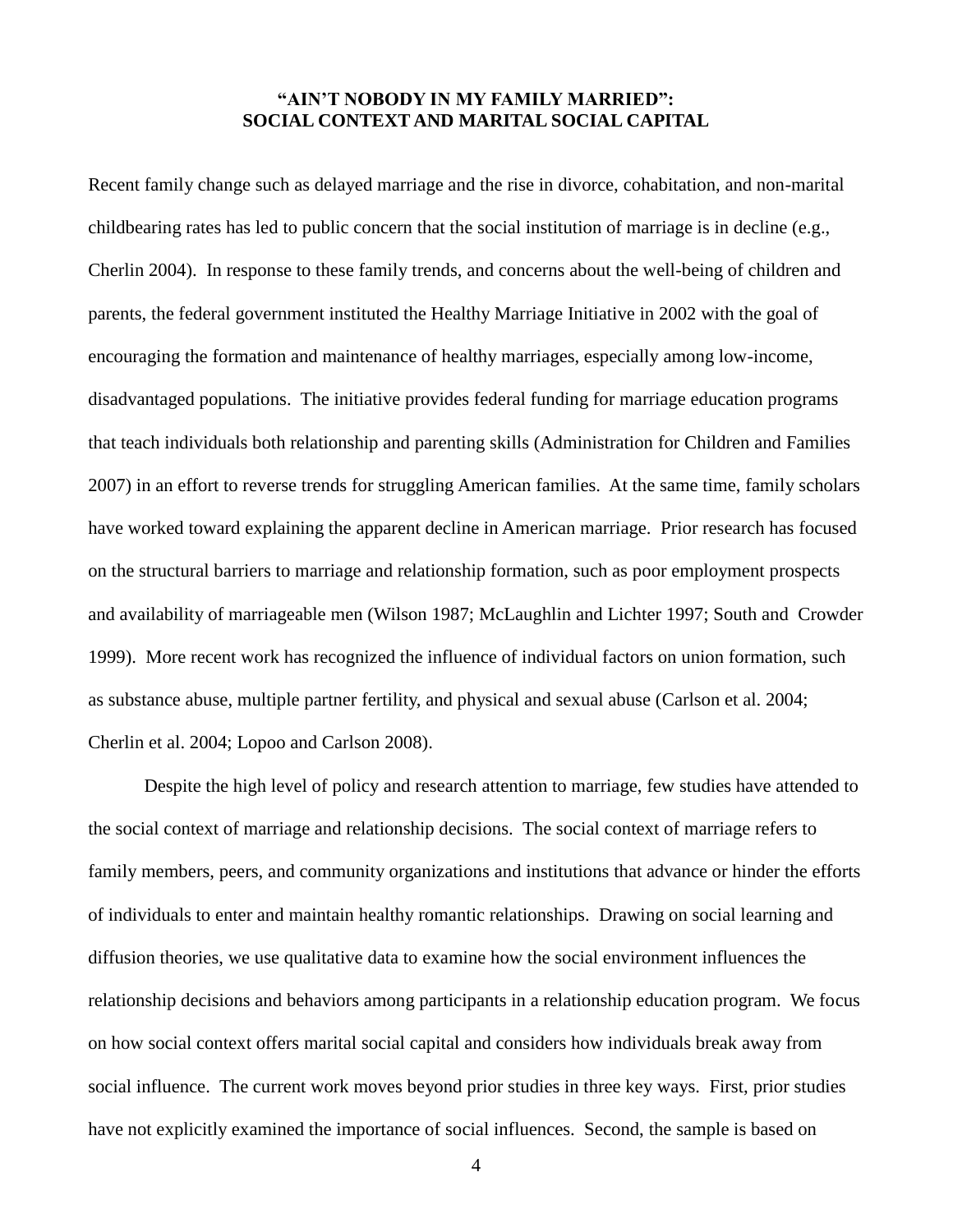# "AIN'T NOBODY IN MY FAMILY MARRIED": SOCIAL CONTEXT AND MARITAL SOCIAL CAPITAL

Recent family change such as delayed marriage and the rise in divorce, cohabitation, and non-marital childbearing rates has led to public concern that the social institution of marriage is in decline (e.g., Cherlin 2004). In response to these family trends, and concerns about the well-being of children and parents, the federal government instituted the Healthy Marriage Initiative in 2002 with the goal of encouraging the formation and maintenance of healthy marriages, especially among low-income, disadvantaged populations. The initiative provides federal funding for marriage education programs that teach individuals both relationship and parenting skills (Administration for Children and Families 2007) in an effort to reverse trends for struggling American families. At the same time, family scholars have worked toward explaining the apparent decline in American marriage. Prior research has focused on the structural barriers to marriage and relationship formation, such as poor employment prospects and availability of marriageable men (Wilson 1987; McLaughlin and Lichter 1997; South and Crowder 1999). More recent work has recognized the influence of individual factors on union formation, such as substance abuse, multiple partner fertility, and physical and sexual abuse (Carlson et al. 2004; Cherlin et al. 2004; Lopoo and Carlson 2008).

Despite the high level of policy and research attention to marriage, few studies have attended to the social context of marriage and relationship decisions. The social context of marriage refers to family members, peers, and community organizations and institutions that advance or hinder the efforts of individuals to enter and maintain healthy romantic relationships. Drawing on social learning and diffusion theories, we use qualitative data to examine how the social environment influences the relationship decisions and behaviors among participants in a relationship education program. We focus on how social context offers marital social capital and considers how individuals break away from social influence. The current work moves beyond prior studies in three key ways. First, prior studies have not explicitly examined the importance of social influences. Second, the sample is based on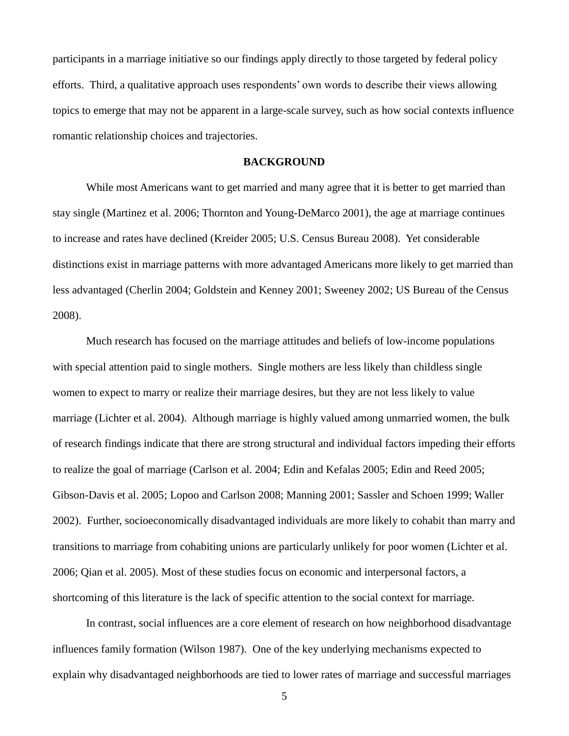participants in a marriage initiative so our findings apply directly to those targeted by federal policy efforts. Third, a qualitative approach uses respondents' own words to describe their views allowing topics to emerge that may not be apparent in a large-scale survey, such as how social contexts influence romantic relationship choices and trajectories.

## BACKGROUND

While most Americans want to get married and many agree that it is better to get married than stay single (Martinez et al. 2006; Thornton and Young-DeMarco 2001), the age at marriage continues to increase and rates have declined (Kreider 2005; U.S. Census Bureau 2008). Yet considerable distinctions exist in marriage patterns with more advantaged Americans more likely to get married than less advantaged (Cherlin 2004; Goldstein and Kenney 2001; Sweeney 2002; US Bureau of the Census 2008).

Much research has focused on the marriage attitudes and beliefs of low-income populations with special attention paid to single mothers. Single mothers are less likely than childless single women to expect to marry or realize their marriage desires, but they are not less likely to value marriage (Lichter et al. 2004). Although marriage is highly valued among unmarried women, the bulk of research findings indicate that there are strong structural and individual factors impeding their efforts to realize the goal of marriage (Carlson et al. 2004; Edin and Kefalas 2005; Edin and Reed 2005; Gibson-Davis et al. 2005; Lopoo and Carlson 2008; Manning 2001; Sassler and Schoen 1999; Waller 2002). Further, socioeconomically disadvantaged individuals are more likely to cohabit than marry and transitions to marriage from cohabiting unions are particularly unlikely for poor women (Lichter et al. 2006; Qian et al. 2005). Most of these studies focus on economic and interpersonal factors, a shortcoming of this literature is the lack of specific attention to the social context for marriage.

In contrast, social influences are a core element of research on how neighborhood disadvantage influences family formation (Wilson 1987). One of the key underlying mechanisms expected to explain why disadvantaged neighborhoods are tied to lower rates of marriage and successful marriages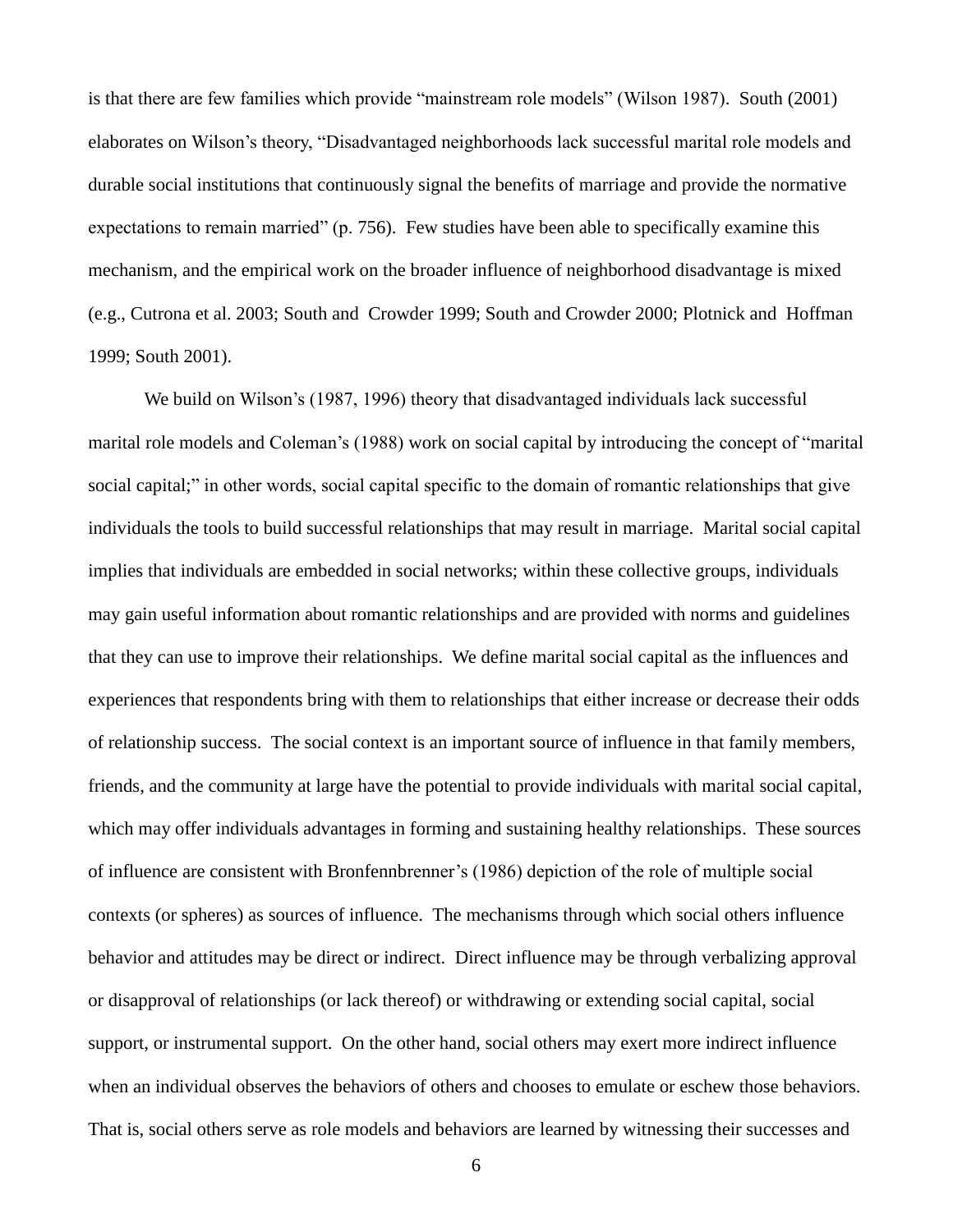is that there are few families which provide "mainstream role models" (Wilson 1987). South (2001) elaborates on Wilson's theory, "Disadvantaged neighborhoods lack successful marital role models and durable social institutions that continuously signal the benefits of marriage and provide the normative expectations to remain married" (p. 756). Few studies have been able to specifically examine this mechanism, and the empirical work on the broader influence of neighborhood disadvantage is mixed (e.g., Cutrona et al. 2003; South and Crowder 1999; South and Crowder 2000; Plotnick and Hoffman 1999; South 2001).

We build on Wilson's (1987, 1996) theory that disadvantaged individuals lack successful marital role models and Coleman's (1988) work on social capital by introducing the concept of "marital social capital;" in other words, social capital specific to the domain of romantic relationships that give individuals the tools to build successful relationships that may result in marriage. Marital social capital implies that individuals are embedded in social networks; within these collective groups, individuals may gain useful information about romantic relationships and are provided with norms and guidelines that they can use to improve their relationships. We define marital social capital as the influences and experiences that respondents bring with them to relationships that either increase or decrease their odds of relationship success. The social context is an important source of influence in that family members, friends, and the community at large have the potential to provide individuals with marital social capital, which may offer individuals advantages in forming and sustaining healthy relationships. These sources of influence are consistent with Bronfennbrenner's (1986) depiction of the role of multiple social contexts (or spheres) as sources of influence. The mechanisms through which social others influence behavior and attitudes may be direct or indirect. Direct influence may be through verbalizing approval or disapproval of relationships (or lack thereof) or withdrawing or extending social capital, social support, or instrumental support. On the other hand, social others may exert more indirect influence when an individual observes the behaviors of others and chooses to emulate or eschew those behaviors. That is, social others serve as role models and behaviors are learned by witnessing their successes and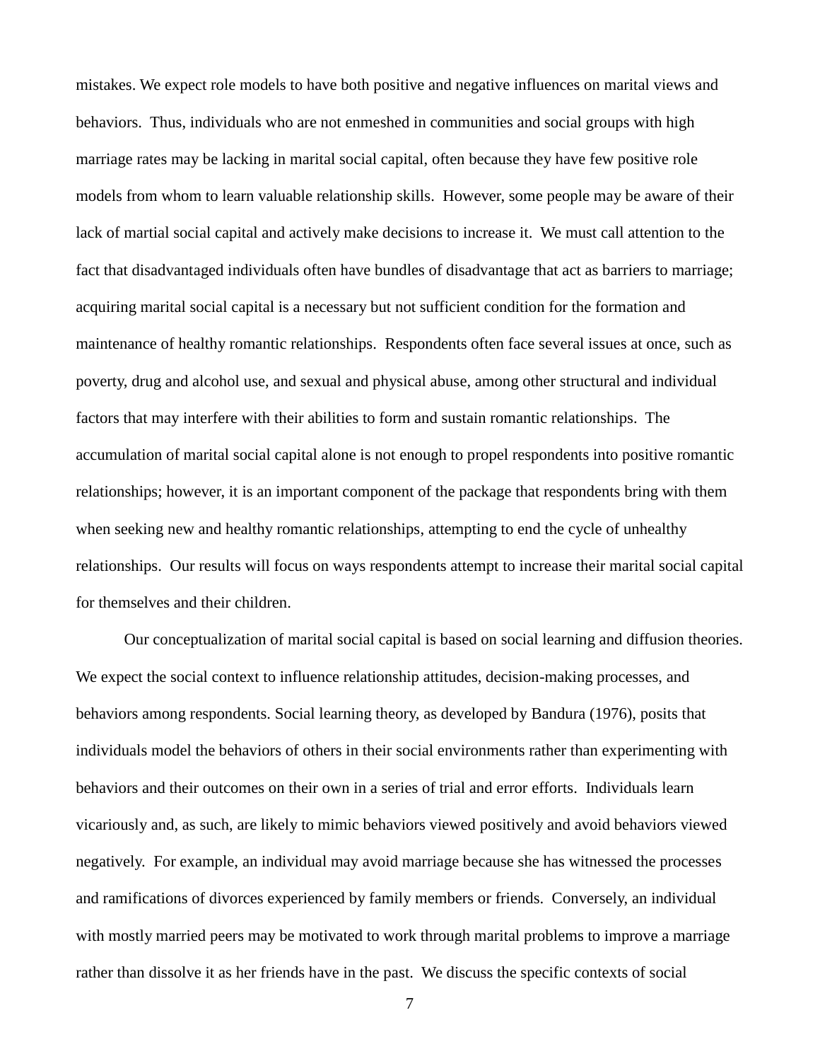mistakes. We expect role models to have both positive and negative influences on marital views and behaviors. Thus, individuals who are not enmeshed in communities and social groups with high marriage rates may be lacking in marital social capital, often because they have few positive role models from whom to learn valuable relationship skills. However, some people may be aware of their lack of martial social capital and actively make decisions to increase it. We must call attention to the fact that disadvantaged individuals often have bundles of disadvantage that act as barriers to marriage; acquiring marital social capital is a necessary but not sufficient condition for the formation and maintenance of healthy romantic relationships. Respondents often face several issues at once, such as poverty, drug and alcohol use, and sexual and physical abuse, among other structural and individual factors that may interfere with their abilities to form and sustain romantic relationships. The accumulation of marital social capital alone is not enough to propel respondents into positive romantic relationships; however, it is an important component of the package that respondents bring with them when seeking new and healthy romantic relationships, attempting to end the cycle of unhealthy relationships. Our results will focus on ways respondents attempt to increase their marital social capital for themselves and their children.

Our conceptualization of marital social capital is based on social learning and diffusion theories. We expect the social context to influence relationship attitudes, decision-making processes, and behaviors among respondents. Social learning theory, as developed by Bandura (1976), posits that individuals model the behaviors of others in their social environments rather than experimenting with behaviors and their outcomes on their own in a series of trial and error efforts. Individuals learn vicariously and, as such, are likely to mimic behaviors viewed positively and avoid behaviors viewed negatively. For example, an individual may avoid marriage because she has witnessed the processes and ramifications of divorces experienced by family members or friends. Conversely, an individual with mostly married peers may be motivated to work through marital problems to improve a marriage rather than dissolve it as her friends have in the past. We discuss the specific contexts of social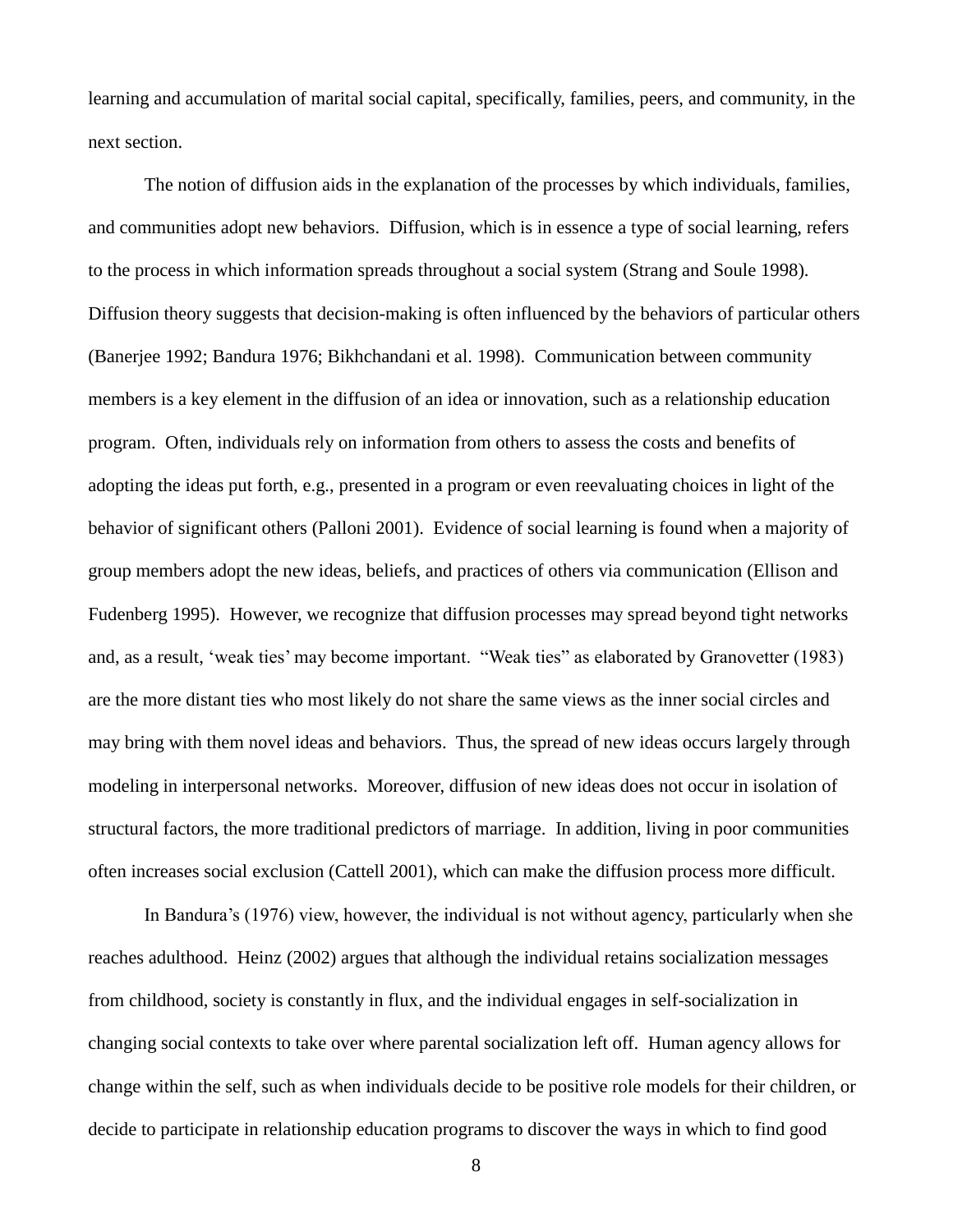learning and accumulation of marital social capital, specifically, families, peers, and community, in the next section.

The notion of diffusion aids in the explanation of the processes by which individuals, families, and communities adopt new behaviors. Diffusion, which is in essence a type of social learning, refers to the process in which information spreads throughout a social system (Strang and Soule 1998). Diffusion theory suggests that decision-making is often influenced by the behaviors of particular others (Banerjee 1992; Bandura 1976; Bikhchandani et al. 1998). Communication between community members is a key element in the diffusion of an idea or innovation, such as a relationship education program. Often, individuals rely on information from others to assess the costs and benefits of adopting the ideas put forth, e.g., presented in a program or even reevaluating choices in light of the behavior of significant others (Palloni 2001). Evidence of social learning is found when a majority of group members adopt the new ideas, beliefs, and practices of others via communication (Ellison and Fudenberg 1995). However, we recognize that diffusion processes may spread beyond tight networks and, as a result, 'weak ties' may become important. "Weak ties" as elaborated by Granovetter (1983) are the more distant ties who most likely do not share the same views as the inner social circles and may bring with them novel ideas and behaviors. Thus, the spread of new ideas occurs largely through modeling in interpersonal networks. Moreover, diffusion of new ideas does not occur in isolation of structural factors, the more traditional predictors of marriage. In addition, living in poor communities often increases social exclusion (Cattell 2001), which can make the diffusion process more difficult.

In Bandura's (1976) view, however, the individual is not without agency, particularly when she reaches adulthood. Heinz (2002) argues that although the individual retains socialization messages from childhood, society is constantly in flux, and the individual engages in self-socialization in changing social contexts to take over where parental socialization left off. Human agency allows for change within the self, such as when individuals decide to be positive role models for their children, or decide to participate in relationship education programs to discover the ways in which to find good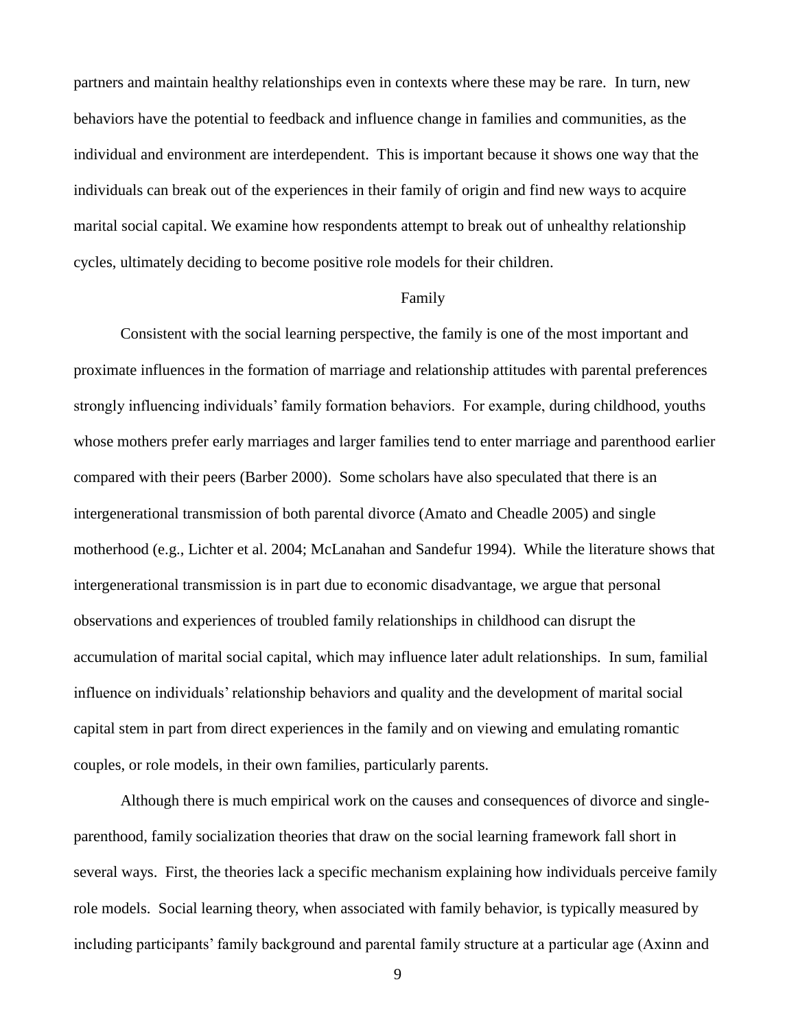partners and maintain healthy relationships even in contexts where these may be rare. In turn, new behaviors have the potential to feedback and influence change in families and communities, as the individual and environment are interdependent. This is important because it shows one way that the individuals can break out of the experiences in their family of origin and find new ways to acquire marital social capital. We examine how respondents attempt to break out of unhealthy relationship cycles, ultimately deciding to become positive role models for their children.

## Family

Consistent with the social learning perspective, the family is one of the most important and proximate influences in the formation of marriage and relationship attitudes with parental preferences strongly influencing individuals' family formation behaviors. For example, during childhood, youths whose mothers prefer early marriages and larger families tend to enter marriage and parenthood earlier compared with their peers (Barber 2000). Some scholars have also speculated that there is an intergenerational transmission of both parental divorce (Amato and Cheadle 2005) and single motherhood (e.g., Lichter et al. 2004; McLanahan and Sandefur 1994). While the literature shows that intergenerational transmission is in part due to economic disadvantage, we argue that personal observations and experiences of troubled family relationships in childhood can disrupt the accumulation of marital social capital, which may influence later adult relationships. In sum, familial influence on individuals' relationship behaviors and quality and the development of marital social capital stem in part from direct experiences in the family and on viewing and emulating romantic couples, or role models, in their own families, particularly parents.

Although there is much empirical work on the causes and consequences of divorce and single-parenthood, family socialization theories that draw on the social learning framework fall short in several ways. First, the theories lack a specific mechanism explaining how individuals perceive family role models. Social learning theory, when associated with family behavior, is typically measured by including participants' family background and parental family structure at a particular age (Axinn and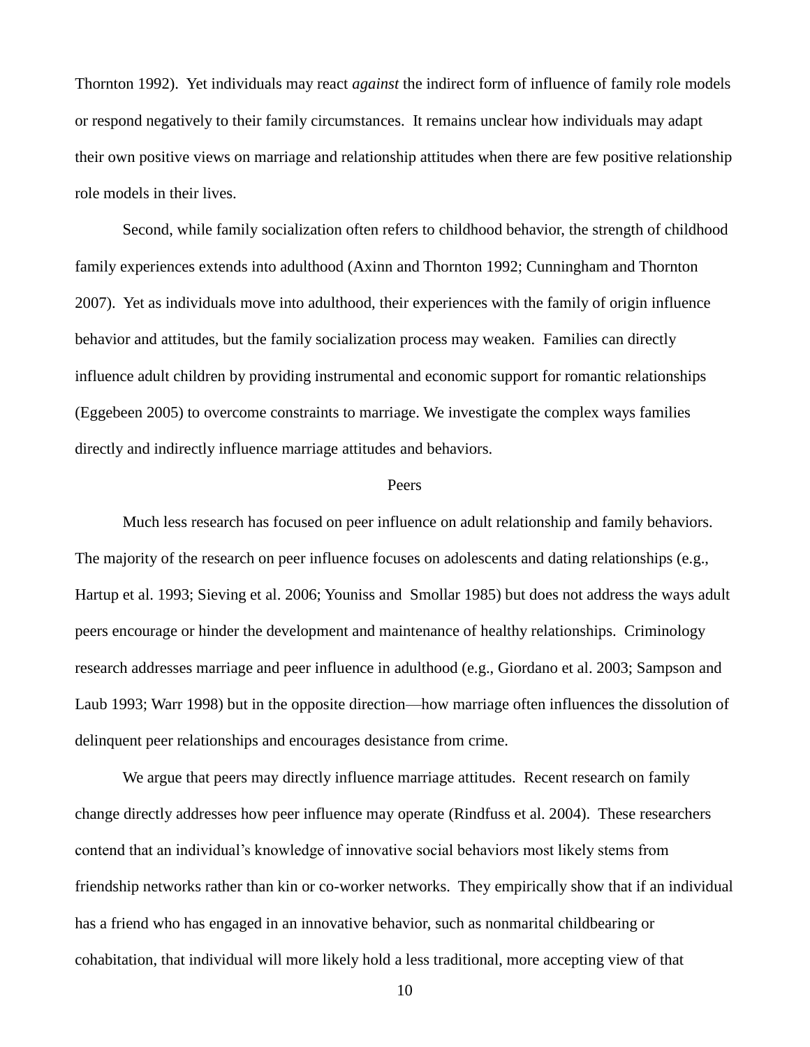Thornton 1992). Yet individuals may react *against* the indirect form of influence of family role models or respond negatively to their family circumstances. It remains unclear how individuals may adapt their own positive views on marriage and relationship attitudes when there are few positive relationship role models in their lives.

Second, while family socialization often refers to childhood behavior, the strength of childhood family experiences extends into adulthood (Axinn and Thornton 1992; Cunningham and Thornton 2007). Yet as individuals move into adulthood, their experiences with the family of origin influence behavior and attitudes, but the family socialization process may weaken. Families can directly influence adult children by providing instrumental and economic support for romantic relationships (Eggebeen 2005) to overcome constraints to marriage. We investigate the complex ways families directly and indirectly influence marriage attitudes and behaviors.

## Peers

Much less research has focused on peer influence on adult relationship and family behaviors. The majority of the research on peer influence focuses on adolescents and dating relationships (e.g., Hartup et al. 1993; Sieving et al. 2006; Youniss and Smollar 1985) but does not address the ways adult peers encourage or hinder the development and maintenance of healthy relationships. Criminology research addresses marriage and peer influence in adulthood (e.g., Giordano et al. 2003; Sampson and Laub 1993; Warr 1998) but in the opposite direction—how marriage often influences the dissolution of delinquent peer relationships and encourages desistance from crime.

We argue that peers may directly influence marriage attitudes. Recent research on family change directly addresses how peer influence may operate (Rindfuss et al. 2004). These researchers contend that an individual's knowledge of innovative social behaviors most likely stems from friendship networks rather than kin or co-worker networks. They empirically show that if an individual has a friend who has engaged in an innovative behavior, such as nonmarital childbearing or cohabitation, that individual will more likely hold a less traditional, more accepting view of that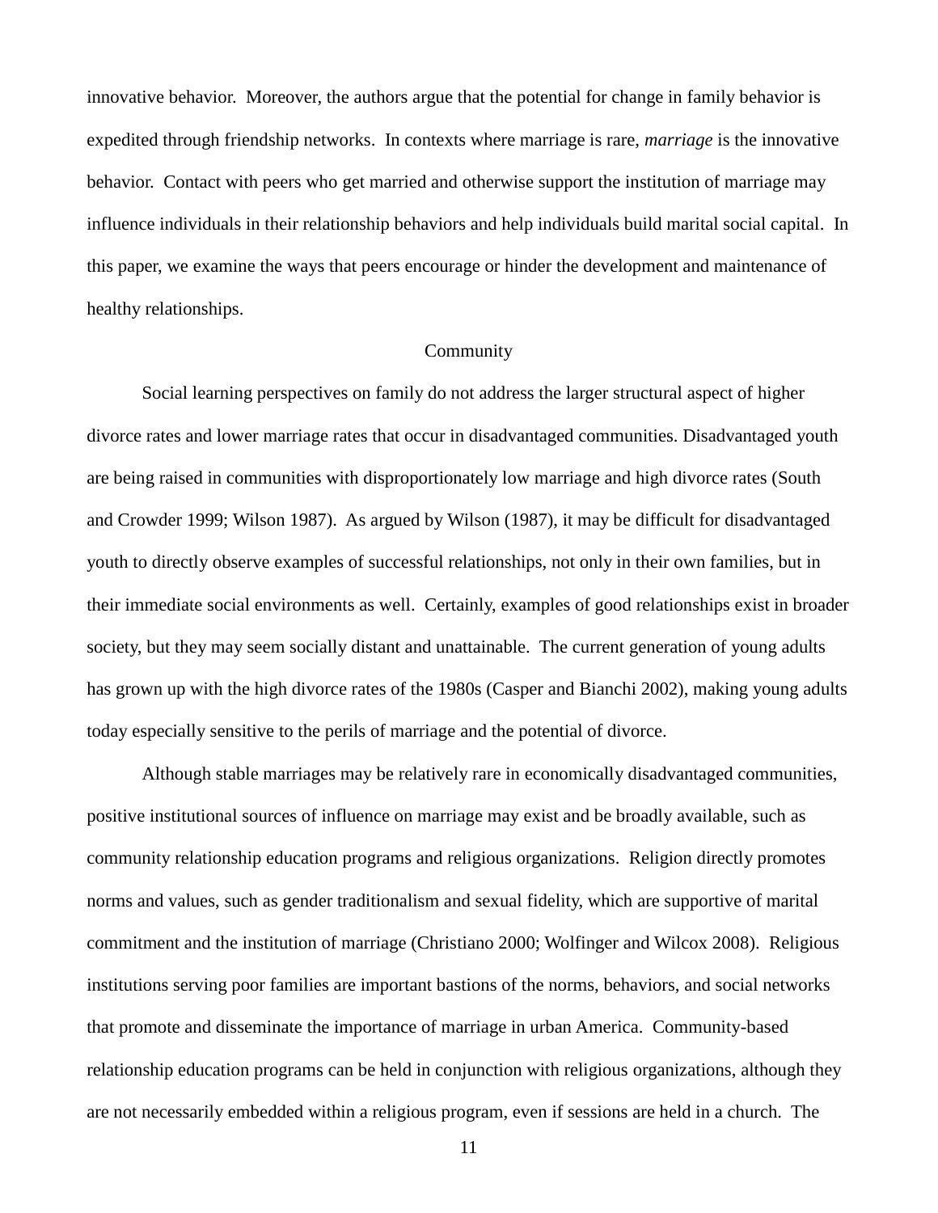innovative behavior. Moreover, the authors argue that the potential for change in family behavior is expedited through friendship networks. In contexts where marriage is rare, *marriage* is the innovative behavior. Contact with peers who get married and otherwise support the institution of marriage may influence individuals in their relationship behaviors and help individuals build marital social capital. In this paper, we examine the ways that peers encourage or hinder the development and maintenance of healthy relationships.

## Community

Social learning perspectives on family do not address the larger structural aspect of higher divorce rates and lower marriage rates that occur in disadvantaged communities. Disadvantaged youth are being raised in communities with disproportionately low marriage and high divorce rates (South and Crowder 1999; Wilson 1987). As argued by Wilson (1987), it may be difficult for disadvantaged youth to directly observe examples of successful relationships, not only in their own families, but in their immediate social environments as well. Certainly, examples of good relationships exist in broader society, but they may seem socially distant and unattainable. The current generation of young adults has grown up with the high divorce rates of the 1980s (Casper and Bianchi 2002), making young adults today especially sensitive to the perils of marriage and the potential of divorce.

Although stable marriages may be relatively rare in economically disadvantaged communities, positive institutional sources of influence on marriage may exist and be broadly available, such as community relationship education programs and religious organizations. Religion directly promotes norms and values, such as gender traditionalism and sexual fidelity, which are supportive of marital commitment and the institution of marriage (Christiano 2000; Wolfinger and Wilcox 2008). Religious institutions serving poor families are important bastions of the norms, behaviors, and social networks that promote and disseminate the importance of marriage in urban America. Community-based relationship education programs can be held in conjunction with religious organizations, although they are not necessarily embedded within a religious program, even if sessions are held in a church. The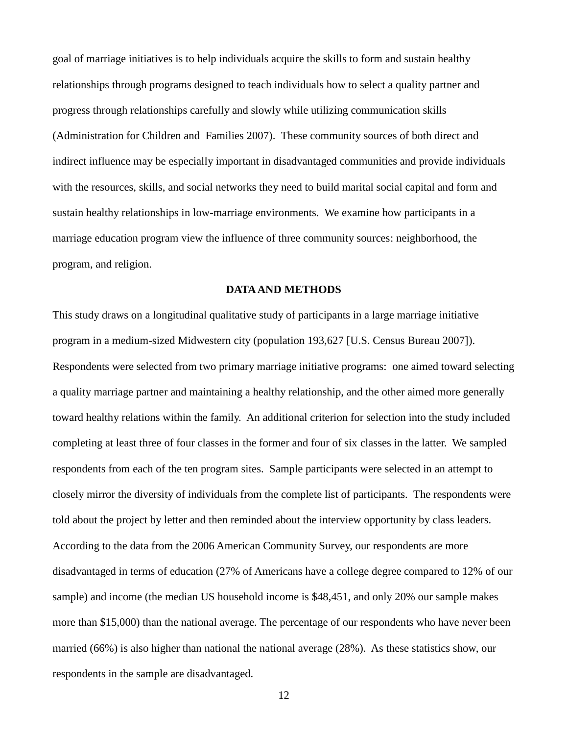goal of marriage initiatives is to help individuals acquire the skills to form and sustain healthy relationships through programs designed to teach individuals how to select a quality partner and progress through relationships carefully and slowly while utilizing communication skills (Administration for Children and Families 2007). These community sources of both direct and indirect influence may be especially important in disadvantaged communities and provide individuals with the resources, skills, and social networks they need to build marital social capital and form and sustain healthy relationships in low-marriage environments. We examine how participants in a marriage education program view the influence of three community sources: neighborhood, the program, and religion.

## DATA AND METHODS

This study draws on a longitudinal qualitative study of participants in a large marriage initiative program in a medium-sized Midwestern city (population 193,627 [U.S. Census Bureau 2007]). Respondents were selected from two primary marriage initiative programs: one aimed toward selecting a quality marriage partner and maintaining a healthy relationship, and the other aimed more generally toward healthy relations within the family. An additional criterion for selection into the study included completing at least three of four classes in the former and four of six classes in the latter. We sampled respondents from each of the ten program sites. Sample participants were selected in an attempt to closely mirror the diversity of individuals from the complete list of participants. The respondents were told about the project by letter and then reminded about the interview opportunity by class leaders. According to the data from the 2006 American Community Survey, our respondents are more disadvantaged in terms of education (27% of Americans have a college degree compared to 12% of our sample) and income (the median US household income is $48,451, and only 20% our sample makes more than $15,000) than the national average. The percentage of our respondents who have never been married (66%) is also higher than national the national average (28%). As these statistics show, our respondents in the sample are disadvantaged.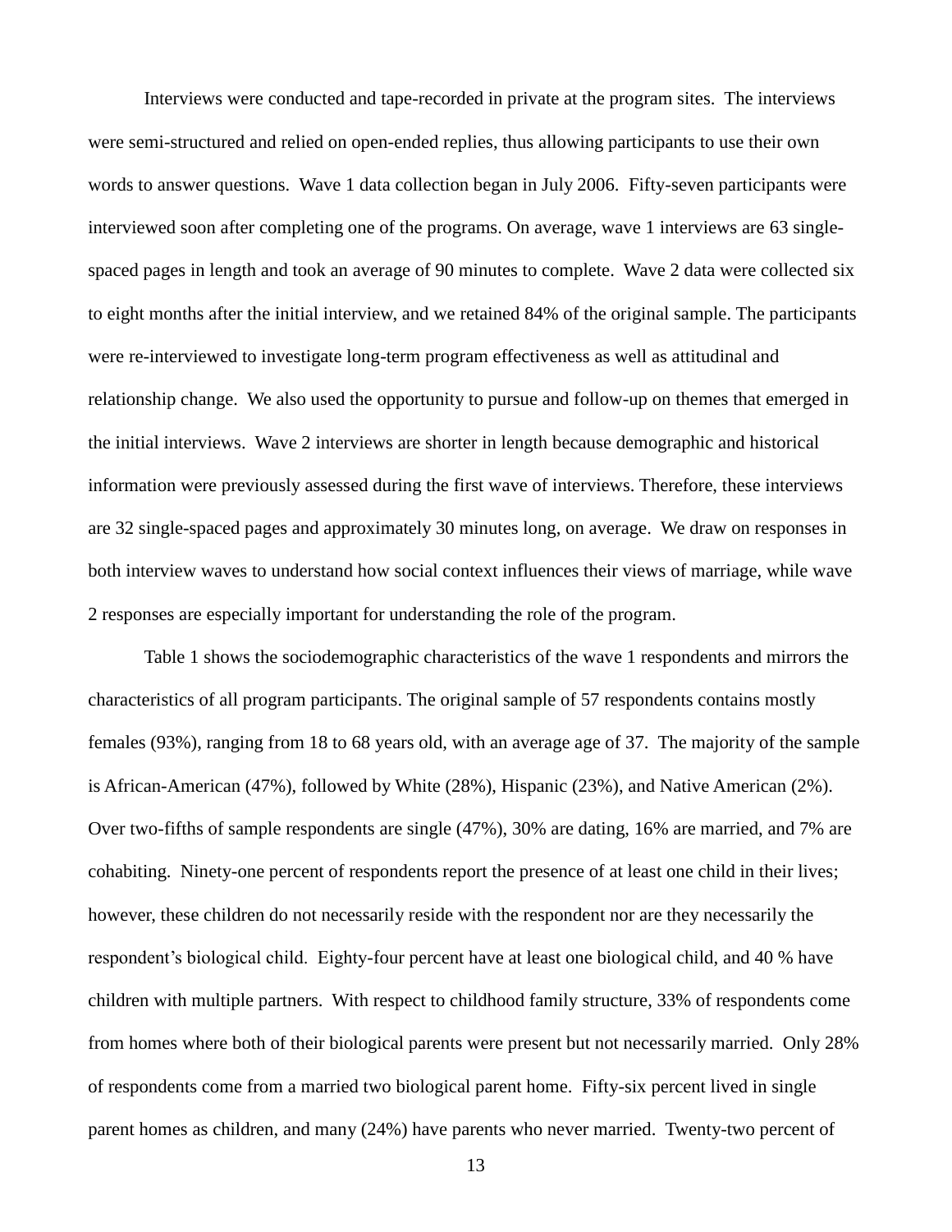Interviews were conducted and tape-recorded in private at the program sites. The interviews were semi-structured and relied on open-ended replies, thus allowing participants to use their own words to answer questions. Wave 1 data collection began in July 2006. Fifty-seven participants were interviewed soon after completing one of the programs. On average, wave 1 interviews are 63 single-spaced pages in length and took an average of 90 minutes to complete. Wave 2 data were collected six to eight months after the initial interview, and we retained 84% of the original sample. The participants were re-interviewed to investigate long-term program effectiveness as well as attitudinal and relationship change. We also used the opportunity to pursue and follow-up on themes that emerged in the initial interviews. Wave 2 interviews are shorter in length because demographic and historical information were previously assessed during the first wave of interviews. Therefore, these interviews are 32 single-spaced pages and approximately 30 minutes long, on average. We draw on responses in both interview waves to understand how social context influences their views of marriage, while wave 2 responses are especially important for understanding the role of the program.

Table 1 shows the sociodemographic characteristics of the wave 1 respondents and mirrors the characteristics of all program participants. The original sample of 57 respondents contains mostly females (93%), ranging from 18 to 68 years old, with an average age of 37. The majority of the sample is African-American (47%), followed by White (28%), Hispanic (23%), and Native American (2%). Over two-fifths of sample respondents are single (47%), 30% are dating, 16% are married, and 7% are cohabiting. Ninety-one percent of respondents report the presence of at least one child in their lives; however, these children do not necessarily reside with the respondent nor are they necessarily the respondent's biological child. Eighty-four percent have at least one biological child, and 40 % have children with multiple partners. With respect to childhood family structure, 33% of respondents come from homes where both of their biological parents were present but not necessarily married. Only 28% of respondents come from a married two biological parent home. Fifty-six percent lived in single parent homes as children, and many (24%) have parents who never married. Twenty-two percent of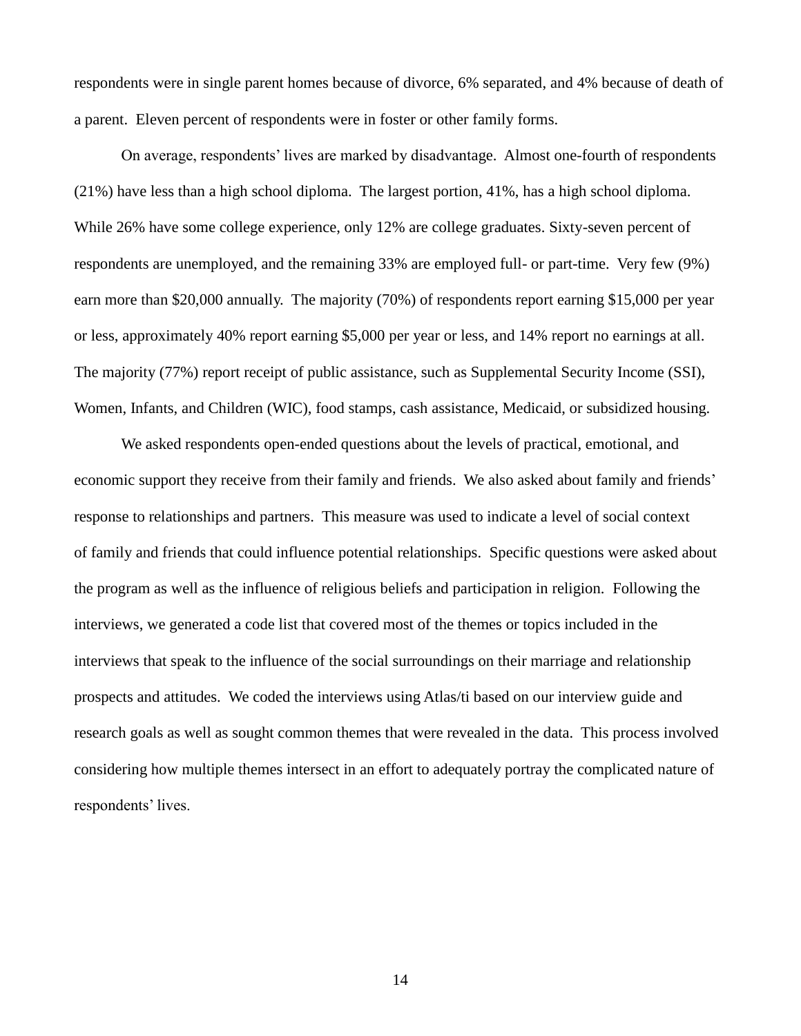respondents were in single parent homes because of divorce, 6% separated, and 4% because of death of a parent. Eleven percent of respondents were in foster or other family forms.

On average, respondents' lives are marked by disadvantage. Almost one-fourth of respondents (21%) have less than a high school diploma. The largest portion, 41%, has a high school diploma. While 26% have some college experience, only 12% are college graduates. Sixty-seven percent of respondents are unemployed, and the remaining 33% are employed full- or part-time. Very few (9%) earn more than $20,000 annually. The majority (70%) of respondents report earning $15,000 per year or less, approximately 40% report earning $5,000 per year or less, and 14% report no earnings at all. The majority (77%) report receipt of public assistance, such as Supplemental Security Income (SSI), Women, Infants, and Children (WIC), food stamps, cash assistance, Medicaid, or subsidized housing.

We asked respondents open-ended questions about the levels of practical, emotional, and economic support they receive from their family and friends. We also asked about family and friends' response to relationships and partners. This measure was used to indicate a level of social context of family and friends that could influence potential relationships. Specific questions were asked about the program as well as the influence of religious beliefs and participation in religion. Following the interviews, we generated a code list that covered most of the themes or topics included in the interviews that speak to the influence of the social surroundings on their marriage and relationship prospects and attitudes. We coded the interviews using Atlas/ti based on our interview guide and research goals as well as sought common themes that were revealed in the data. This process involved considering how multiple themes intersect in an effort to adequately portray the complicated nature of respondents' lives.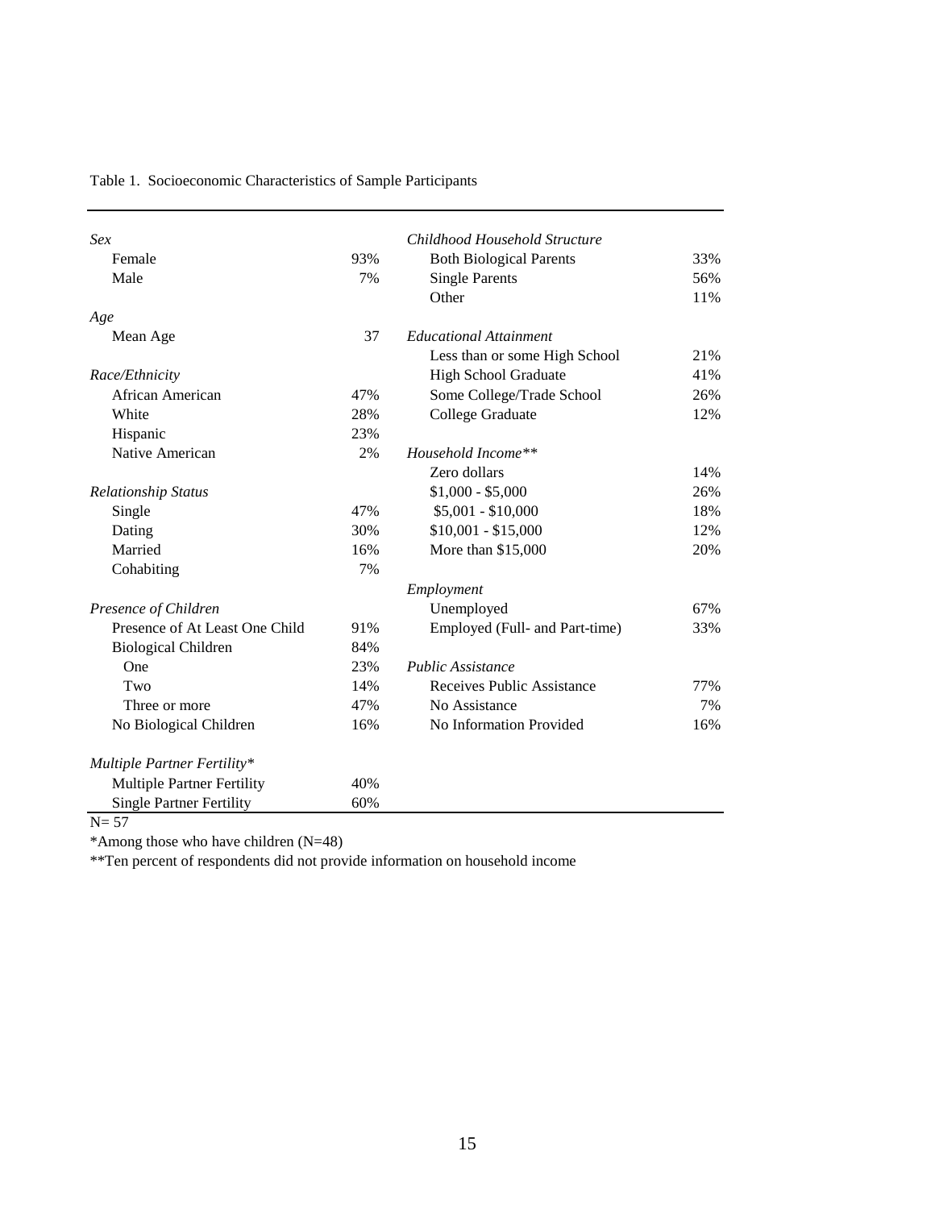Table 1. Socioeconomic Characteristics of Sample Participants

| | | | |
|---|---|---|---|
| *Sex* | | *Childhood Household Structure* | |
| Female | 93% | Both Biological Parents | 33% |
| Male | 7% | Single Parents | 56% |
| | | Other | 11% |
| *Age* | | | |
| Mean Age | 37 | *Educational Attainment* | |
| | | Less than or some High School | 21% |
| *Race/Ethnicity* | | High School Graduate | 41% |
| African American | 47% | Some College/Trade School | 26% |
| White | 28% | College Graduate | 12% |
| Hispanic | 23% | | |
| Native American | 2% | *Household Income\*\** | |
| | | Zero dollars | 14% |
| *Relationship Status* | | $1,000 - $5,000 | 26% |
| Single | 47% | $5,001 - $10,000 | 18% |
| Dating | 30% | $10,001 - $15,000 | 12% |
| Married | 16% | More than $15,000 | 20% |
| Cohabiting | 7% | | |
| | | *Employment* | |
| *Presence of Children* | | Unemployed | 67% |
| Presence of At Least One Child | 91% | Employed (Full- and Part-time) | 33% |
| Biological Children | 84% | | |
| One | 23% | *Public Assistance* | |
| Two | 14% | Receives Public Assistance | 77% |
| Three or more | 47% | No Assistance | 7% |
| No Biological Children | 16% | No Information Provided | 16% |
| | | | |
| *Multiple Partner Fertility\** | | | |
| Multiple Partner Fertility | 40% | | |
| Single Partner Fertility | 60% | | |

N= 57

*Among those who have children (N=48)

**Ten percent of respondents did not provide information on household income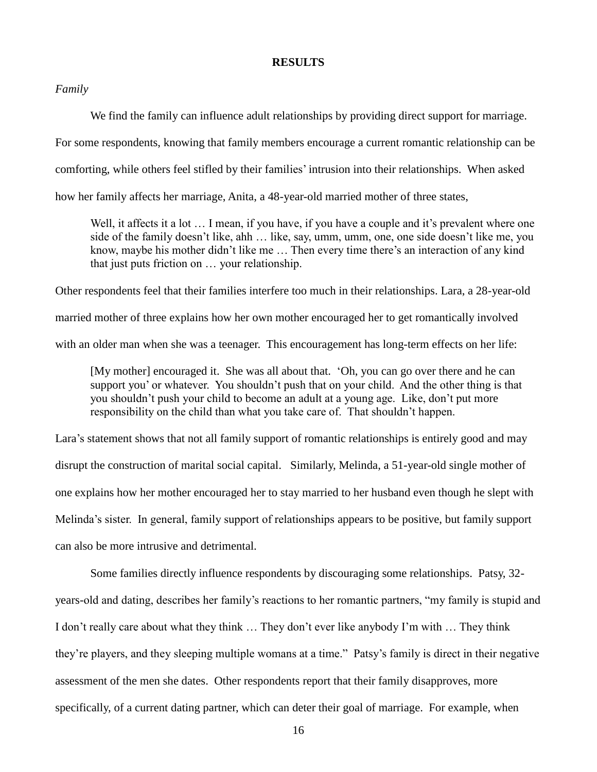## RESULTS

*Family*

We find the family can influence adult relationships by providing direct support for marriage. For some respondents, knowing that family members encourage a current romantic relationship can be comforting, while others feel stifled by their families' intrusion into their relationships. When asked how her family affects her marriage, Anita, a 48-year-old married mother of three states,

> Well, it affects it a lot … I mean, if you have, if you have a couple and it's prevalent where one side of the family doesn't like, ahh … like, say, umm, umm, one, one side doesn't like me, you know, maybe his mother didn't like me … Then every time there's an interaction of any kind that just puts friction on … your relationship.

Other respondents feel that their families interfere too much in their relationships. Lara, a 28-year-old married mother of three explains how her own mother encouraged her to get romantically involved with an older man when she was a teenager. This encouragement has long-term effects on her life:

> [My mother] encouraged it. She was all about that. 'Oh, you can go over there and he can support you' or whatever. You shouldn't push that on your child. And the other thing is that you shouldn't push your child to become an adult at a young age. Like, don't put more responsibility on the child than what you take care of. That shouldn't happen.

Lara's statement shows that not all family support of romantic relationships is entirely good and may disrupt the construction of marital social capital. Similarly, Melinda, a 51-year-old single mother of one explains how her mother encouraged her to stay married to her husband even though he slept with Melinda's sister. In general, family support of relationships appears to be positive, but family support can also be more intrusive and detrimental.

Some families directly influence respondents by discouraging some relationships. Patsy, 32-years-old and dating, describes her family's reactions to her romantic partners, "my family is stupid and I don't really care about what they think … They don't ever like anybody I'm with … They think they're players, and they sleeping multiple womans at a time." Patsy's family is direct in their negative assessment of the men she dates. Other respondents report that their family disapproves, more specifically, of a current dating partner, which can deter their goal of marriage. For example, when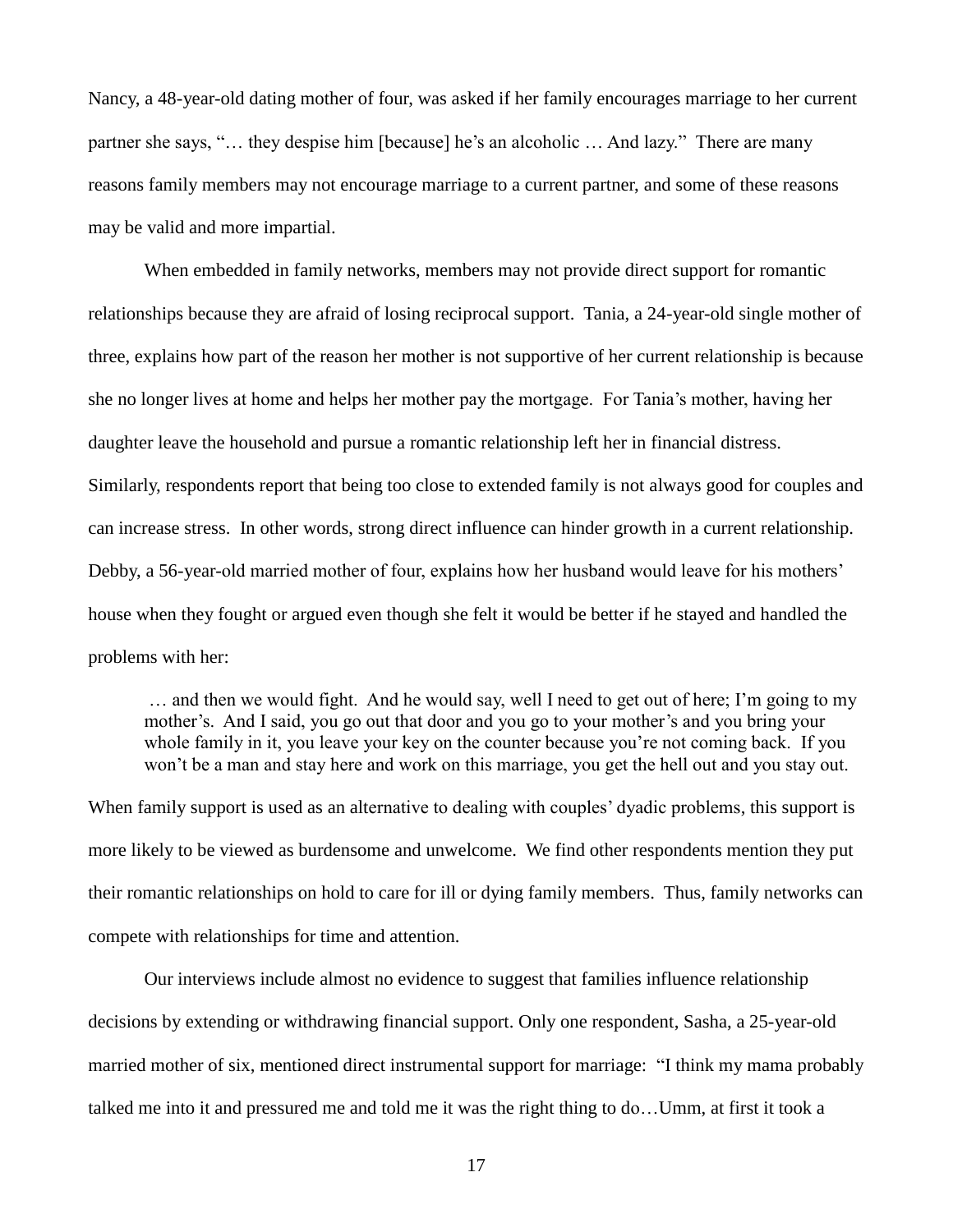Nancy, a 48-year-old dating mother of four, was asked if her family encourages marriage to her current partner she says, "… they despise him [because] he's an alcoholic … And lazy." There are many reasons family members may not encourage marriage to a current partner, and some of these reasons may be valid and more impartial.

When embedded in family networks, members may not provide direct support for romantic relationships because they are afraid of losing reciprocal support. Tania, a 24-year-old single mother of three, explains how part of the reason her mother is not supportive of her current relationship is because she no longer lives at home and helps her mother pay the mortgage. For Tania's mother, having her daughter leave the household and pursue a romantic relationship left her in financial distress. Similarly, respondents report that being too close to extended family is not always good for couples and can increase stress. In other words, strong direct influence can hinder growth in a current relationship. Debby, a 56-year-old married mother of four, explains how her husband would leave for his mothers' house when they fought or argued even though she felt it would be better if he stayed and handled the problems with her:

> … and then we would fight. And he would say, well I need to get out of here; I'm going to my mother's. And I said, you go out that door and you go to your mother's and you bring your whole family in it, you leave your key on the counter because you're not coming back. If you won't be a man and stay here and work on this marriage, you get the hell out and you stay out.

When family support is used as an alternative to dealing with couples' dyadic problems, this support is more likely to be viewed as burdensome and unwelcome. We find other respondents mention they put their romantic relationships on hold to care for ill or dying family members. Thus, family networks can compete with relationships for time and attention.

Our interviews include almost no evidence to suggest that families influence relationship decisions by extending or withdrawing financial support. Only one respondent, Sasha, a 25-year-old married mother of six, mentioned direct instrumental support for marriage: "I think my mama probably talked me into it and pressured me and told me it was the right thing to do…Umm, at first it took a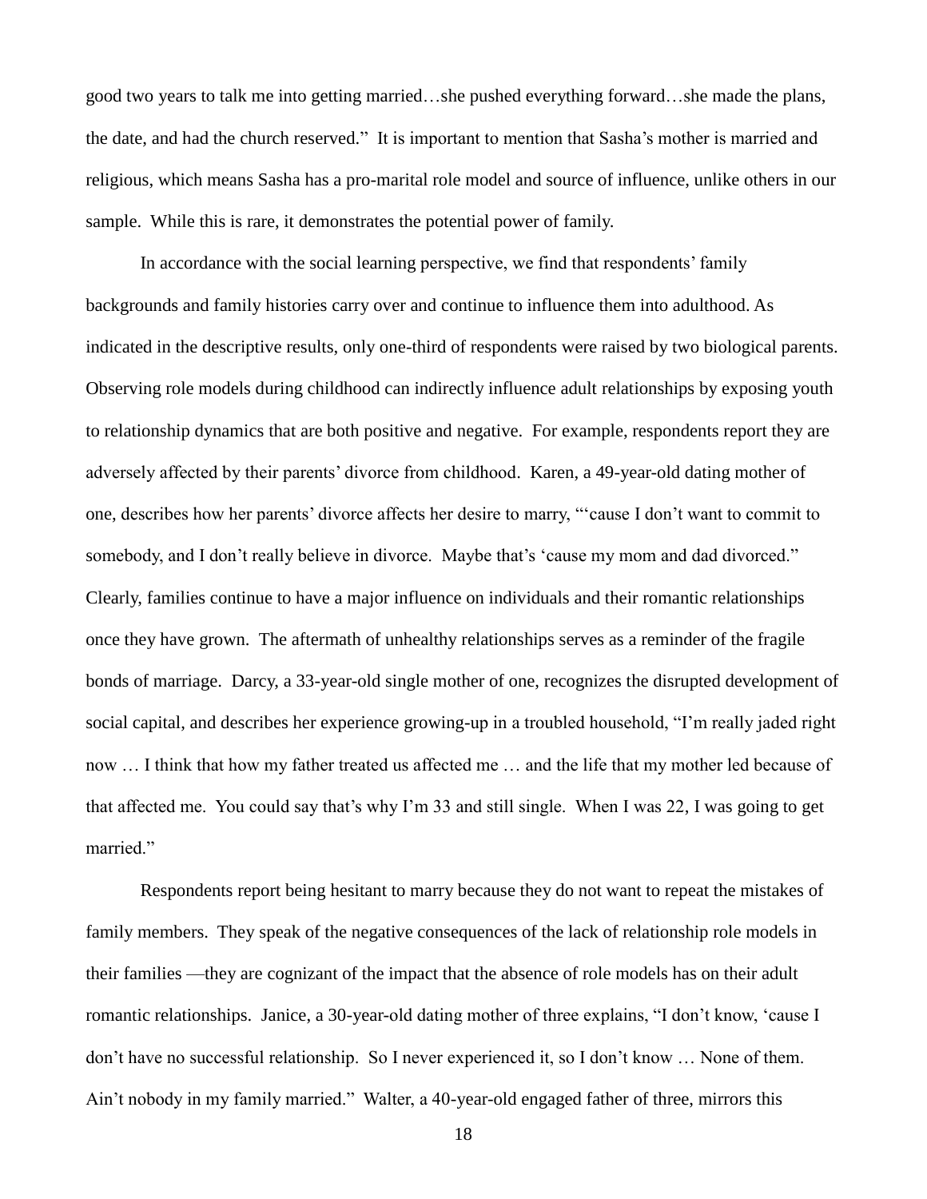good two years to talk me into getting married…she pushed everything forward…she made the plans, the date, and had the church reserved." It is important to mention that Sasha's mother is married and religious, which means Sasha has a pro-marital role model and source of influence, unlike others in our sample. While this is rare, it demonstrates the potential power of family.

In accordance with the social learning perspective, we find that respondents' family backgrounds and family histories carry over and continue to influence them into adulthood. As indicated in the descriptive results, only one-third of respondents were raised by two biological parents. Observing role models during childhood can indirectly influence adult relationships by exposing youth to relationship dynamics that are both positive and negative. For example, respondents report they are adversely affected by their parents' divorce from childhood. Karen, a 49-year-old dating mother of one, describes how her parents' divorce affects her desire to marry, "'cause I don't want to commit to somebody, and I don't really believe in divorce. Maybe that's 'cause my mom and dad divorced." Clearly, families continue to have a major influence on individuals and their romantic relationships once they have grown. The aftermath of unhealthy relationships serves as a reminder of the fragile bonds of marriage. Darcy, a 33-year-old single mother of one, recognizes the disrupted development of social capital, and describes her experience growing-up in a troubled household, "I'm really jaded right now … I think that how my father treated us affected me … and the life that my mother led because of that affected me. You could say that's why I'm 33 and still single. When I was 22, I was going to get married."

Respondents report being hesitant to marry because they do not want to repeat the mistakes of family members. They speak of the negative consequences of the lack of relationship role models in their families —they are cognizant of the impact that the absence of role models has on their adult romantic relationships. Janice, a 30-year-old dating mother of three explains, "I don't know, 'cause I don't have no successful relationship. So I never experienced it, so I don't know … None of them. Ain't nobody in my family married." Walter, a 40-year-old engaged father of three, mirrors this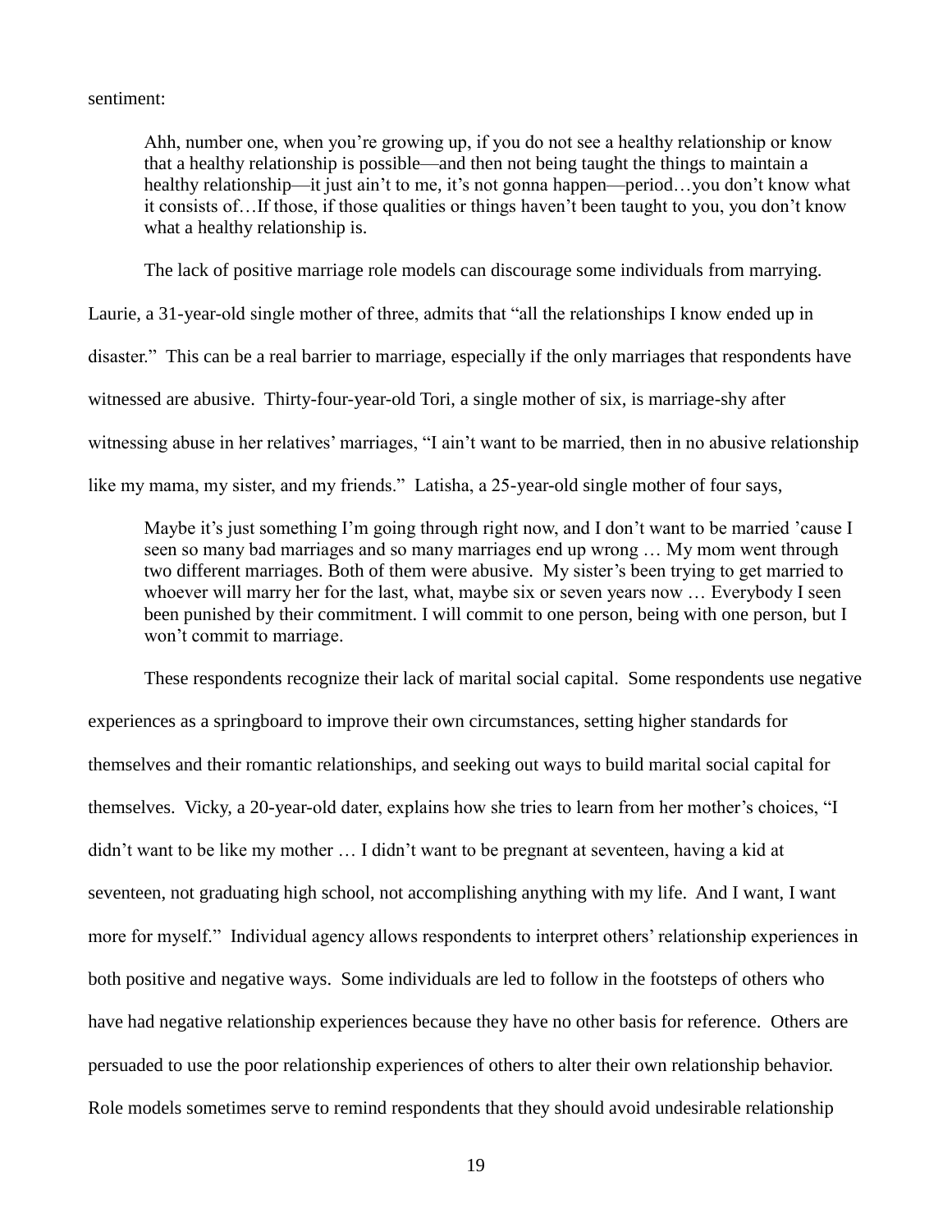sentiment:

> Ahh, number one, when you're growing up, if you do not see a healthy relationship or know that a healthy relationship is possible—and then not being taught the things to maintain a healthy relationship—it just ain't to me, it's not gonna happen—period…you don't know what it consists of…If those, if those qualities or things haven't been taught to you, you don't know what a healthy relationship is.

The lack of positive marriage role models can discourage some individuals from marrying. Laurie, a 31-year-old single mother of three, admits that "all the relationships I know ended up in disaster." This can be a real barrier to marriage, especially if the only marriages that respondents have witnessed are abusive. Thirty-four-year-old Tori, a single mother of six, is marriage-shy after witnessing abuse in her relatives' marriages, "I ain't want to be married, then in no abusive relationship like my mama, my sister, and my friends." Latisha, a 25-year-old single mother of four says,

> Maybe it's just something I'm going through right now, and I don't want to be married 'cause I seen so many bad marriages and so many marriages end up wrong … My mom went through two different marriages. Both of them were abusive. My sister's been trying to get married to whoever will marry her for the last, what, maybe six or seven years now … Everybody I seen been punished by their commitment. I will commit to one person, being with one person, but I won't commit to marriage.

These respondents recognize their lack of marital social capital. Some respondents use negative experiences as a springboard to improve their own circumstances, setting higher standards for themselves and their romantic relationships, and seeking out ways to build marital social capital for themselves. Vicky, a 20-year-old dater, explains how she tries to learn from her mother's choices, "I didn't want to be like my mother … I didn't want to be pregnant at seventeen, having a kid at seventeen, not graduating high school, not accomplishing anything with my life. And I want, I want more for myself." Individual agency allows respondents to interpret others' relationship experiences in both positive and negative ways. Some individuals are led to follow in the footsteps of others who have had negative relationship experiences because they have no other basis for reference. Others are persuaded to use the poor relationship experiences of others to alter their own relationship behavior. Role models sometimes serve to remind respondents that they should avoid undesirable relationship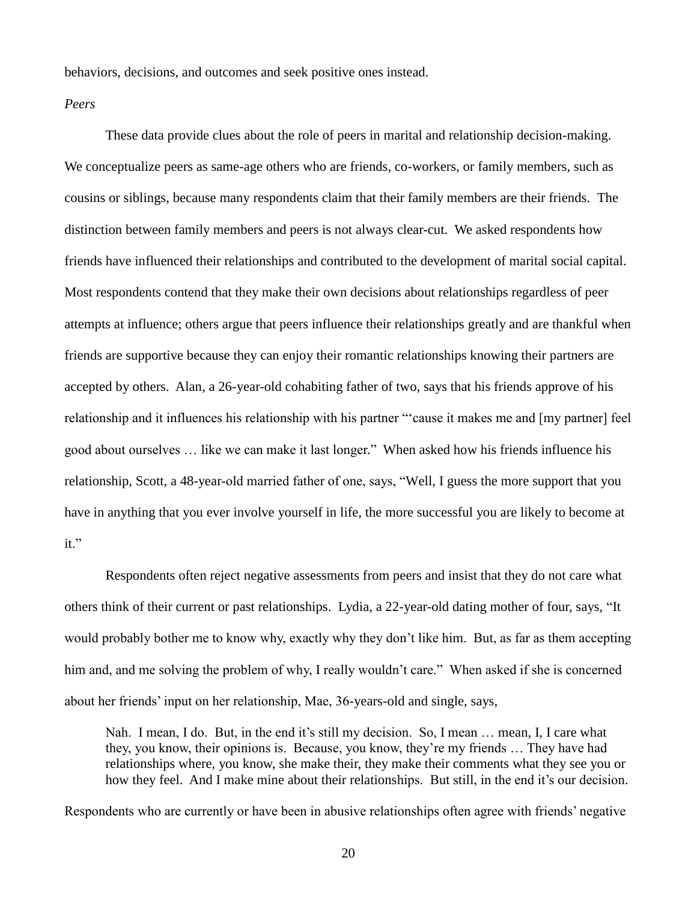behaviors, decisions, and outcomes and seek positive ones instead.

*Peers*

These data provide clues about the role of peers in marital and relationship decision-making. We conceptualize peers as same-age others who are friends, co-workers, or family members, such as cousins or siblings, because many respondents claim that their family members are their friends. The distinction between family members and peers is not always clear-cut. We asked respondents how friends have influenced their relationships and contributed to the development of marital social capital. Most respondents contend that they make their own decisions about relationships regardless of peer attempts at influence; others argue that peers influence their relationships greatly and are thankful when friends are supportive because they can enjoy their romantic relationships knowing their partners are accepted by others. Alan, a 26-year-old cohabiting father of two, says that his friends approve of his relationship and it influences his relationship with his partner "'cause it makes me and [my partner] feel good about ourselves … like we can make it last longer." When asked how his friends influence his relationship, Scott, a 48-year-old married father of one, says, "Well, I guess the more support that you have in anything that you ever involve yourself in life, the more successful you are likely to become at it."

Respondents often reject negative assessments from peers and insist that they do not care what others think of their current or past relationships. Lydia, a 22-year-old dating mother of four, says, "It would probably bother me to know why, exactly why they don't like him. But, as far as them accepting him and, and me solving the problem of why, I really wouldn't care." When asked if she is concerned about her friends' input on her relationship, Mae, 36-years-old and single, says,

> Nah. I mean, I do. But, in the end it's still my decision. So, I mean … mean, I, I care what they, you know, their opinions is. Because, you know, they're my friends … They have had relationships where, you know, she make their, they make their comments what they see you or how they feel. And I make mine about their relationships. But still, in the end it's our decision.

Respondents who are currently or have been in abusive relationships often agree with friends' negative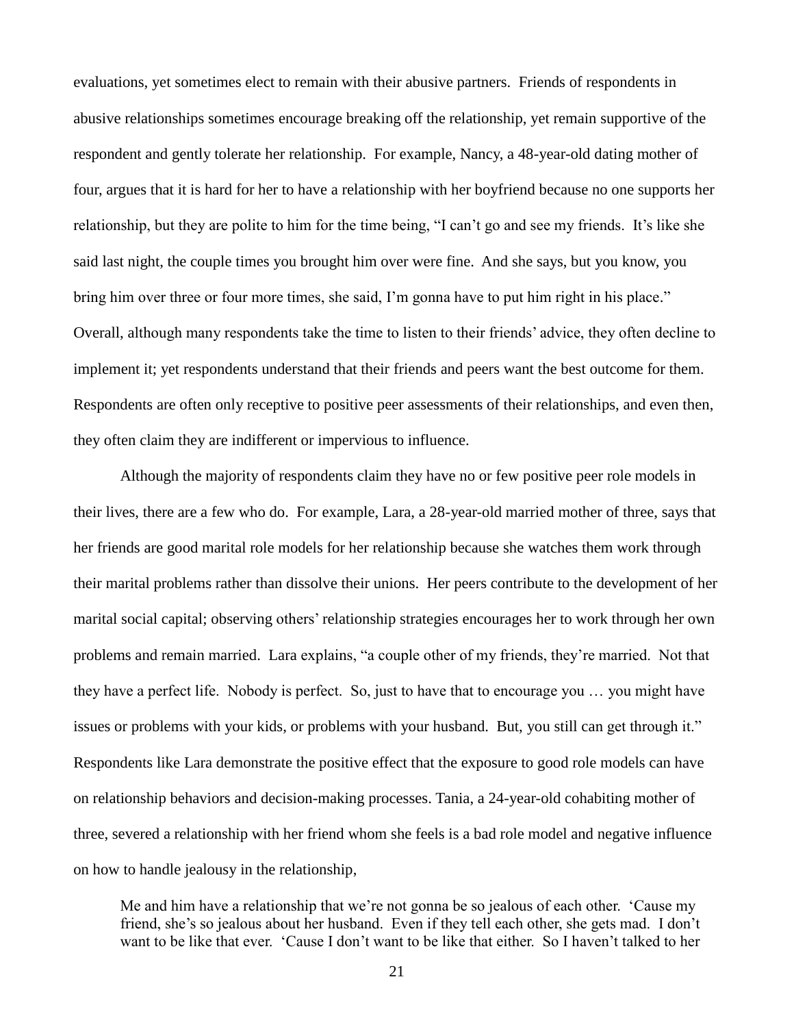evaluations, yet sometimes elect to remain with their abusive partners. Friends of respondents in abusive relationships sometimes encourage breaking off the relationship, yet remain supportive of the respondent and gently tolerate her relationship. For example, Nancy, a 48-year-old dating mother of four, argues that it is hard for her to have a relationship with her boyfriend because no one supports her relationship, but they are polite to him for the time being, "I can't go and see my friends. It's like she said last night, the couple times you brought him over were fine. And she says, but you know, you bring him over three or four more times, she said, I'm gonna have to put him right in his place." Overall, although many respondents take the time to listen to their friends' advice, they often decline to implement it; yet respondents understand that their friends and peers want the best outcome for them. Respondents are often only receptive to positive peer assessments of their relationships, and even then, they often claim they are indifferent or impervious to influence.

Although the majority of respondents claim they have no or few positive peer role models in their lives, there are a few who do. For example, Lara, a 28-year-old married mother of three, says that her friends are good marital role models for her relationship because she watches them work through their marital problems rather than dissolve their unions. Her peers contribute to the development of her marital social capital; observing others' relationship strategies encourages her to work through her own problems and remain married. Lara explains, "a couple other of my friends, they're married. Not that they have a perfect life. Nobody is perfect. So, just to have that to encourage you … you might have issues or problems with your kids, or problems with your husband. But, you still can get through it." Respondents like Lara demonstrate the positive effect that the exposure to good role models can have on relationship behaviors and decision-making processes. Tania, a 24-year-old cohabiting mother of three, severed a relationship with her friend whom she feels is a bad role model and negative influence on how to handle jealousy in the relationship,

> Me and him have a relationship that we're not gonna be so jealous of each other. 'Cause my friend, she's so jealous about her husband. Even if they tell each other, she gets mad. I don't want to be like that ever. 'Cause I don't want to be like that either. So I haven't talked to her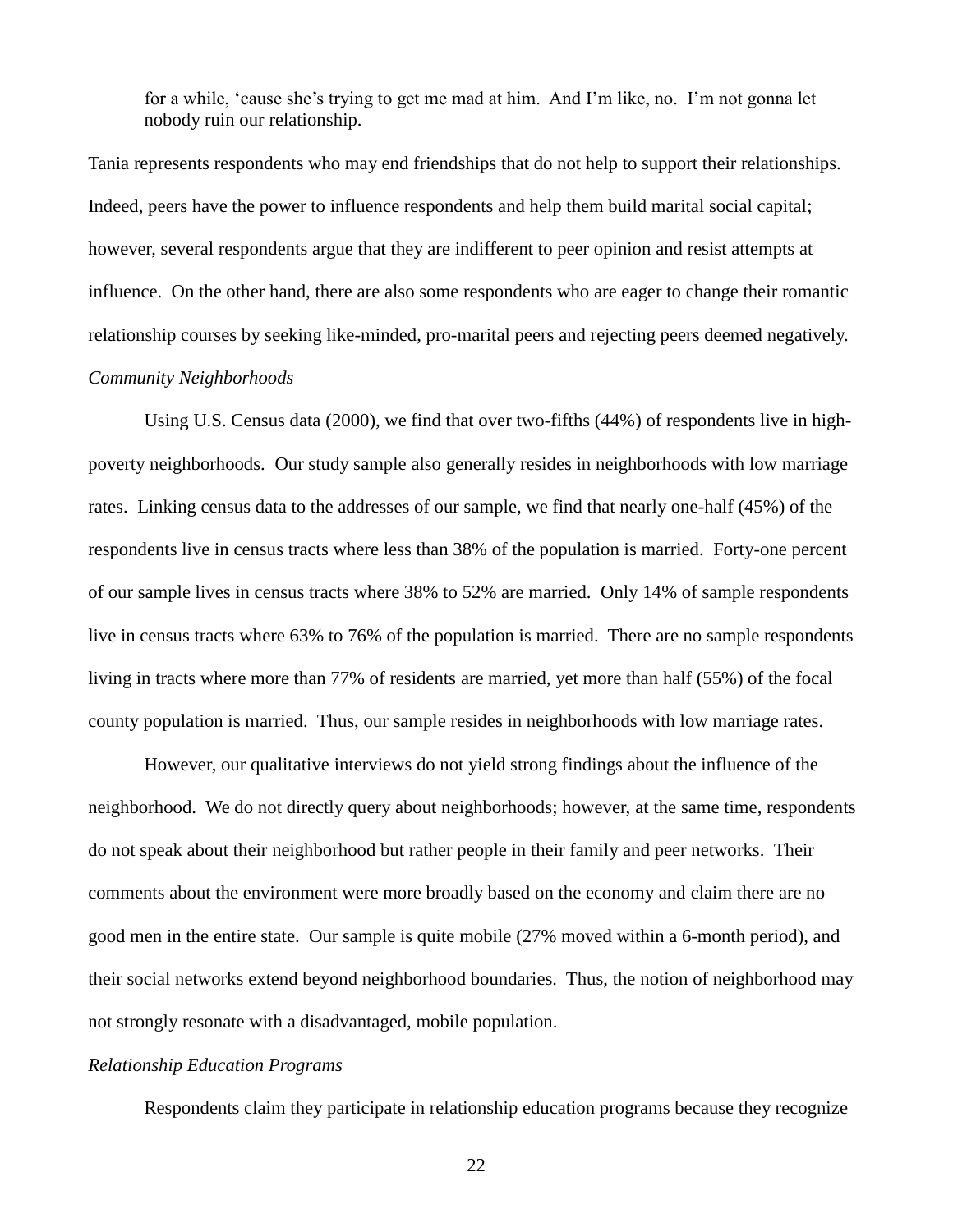> for a while, 'cause she's trying to get me mad at him. And I'm like, no. I'm not gonna let nobody ruin our relationship.

Tania represents respondents who may end friendships that do not help to support their relationships. Indeed, peers have the power to influence respondents and help them build marital social capital; however, several respondents argue that they are indifferent to peer opinion and resist attempts at influence. On the other hand, there are also some respondents who are eager to change their romantic relationship courses by seeking like-minded, pro-marital peers and rejecting peers deemed negatively.

*Community Neighborhoods*

Using U.S. Census data (2000), we find that over two-fifths (44%) of respondents live in high-poverty neighborhoods. Our study sample also generally resides in neighborhoods with low marriage rates. Linking census data to the addresses of our sample, we find that nearly one-half (45%) of the respondents live in census tracts where less than 38% of the population is married. Forty-one percent of our sample lives in census tracts where 38% to 52% are married. Only 14% of sample respondents live in census tracts where 63% to 76% of the population is married. There are no sample respondents living in tracts where more than 77% of residents are married, yet more than half (55%) of the focal county population is married. Thus, our sample resides in neighborhoods with low marriage rates.

However, our qualitative interviews do not yield strong findings about the influence of the neighborhood. We do not directly query about neighborhoods; however, at the same time, respondents do not speak about their neighborhood but rather people in their family and peer networks. Their comments about the environment were more broadly based on the economy and claim there are no good men in the entire state. Our sample is quite mobile (27% moved within a 6-month period), and their social networks extend beyond neighborhood boundaries. Thus, the notion of neighborhood may not strongly resonate with a disadvantaged, mobile population.

*Relationship Education Programs*

Respondents claim they participate in relationship education programs because they recognize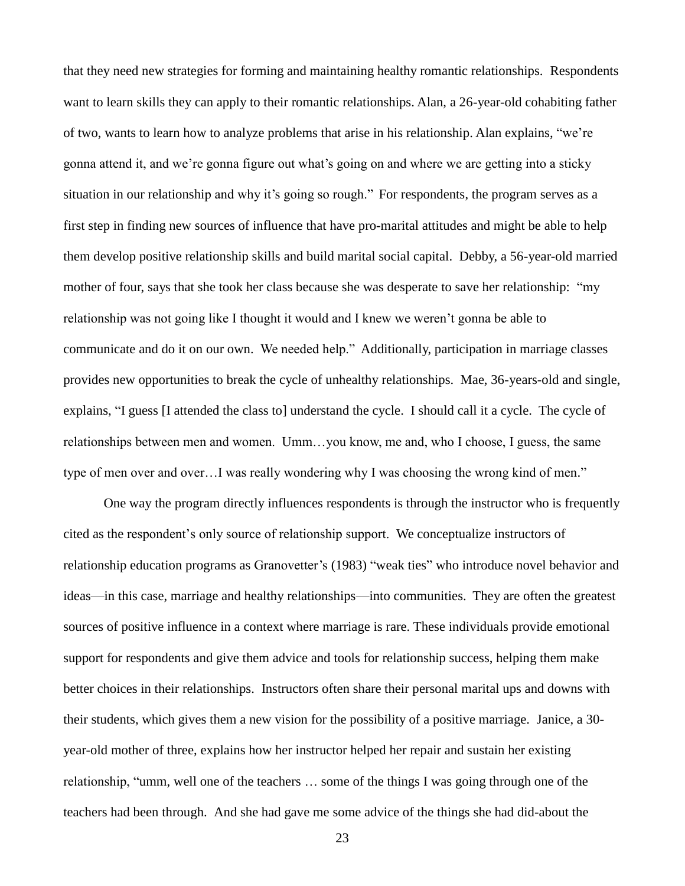that they need new strategies for forming and maintaining healthy romantic relationships. Respondents want to learn skills they can apply to their romantic relationships. Alan, a 26-year-old cohabiting father of two, wants to learn how to analyze problems that arise in his relationship. Alan explains, "we're gonna attend it, and we're gonna figure out what's going on and where we are getting into a sticky situation in our relationship and why it's going so rough." For respondents, the program serves as a first step in finding new sources of influence that have pro-marital attitudes and might be able to help them develop positive relationship skills and build marital social capital. Debby, a 56-year-old married mother of four, says that she took her class because she was desperate to save her relationship: "my relationship was not going like I thought it would and I knew we weren't gonna be able to communicate and do it on our own. We needed help." Additionally, participation in marriage classes provides new opportunities to break the cycle of unhealthy relationships. Mae, 36-years-old and single, explains, "I guess [I attended the class to] understand the cycle. I should call it a cycle. The cycle of relationships between men and women. Umm…you know, me and, who I choose, I guess, the same type of men over and over…I was really wondering why I was choosing the wrong kind of men."

One way the program directly influences respondents is through the instructor who is frequently cited as the respondent's only source of relationship support. We conceptualize instructors of relationship education programs as Granovetter's (1983) "weak ties" who introduce novel behavior and ideas—in this case, marriage and healthy relationships—into communities. They are often the greatest sources of positive influence in a context where marriage is rare. These individuals provide emotional support for respondents and give them advice and tools for relationship success, helping them make better choices in their relationships. Instructors often share their personal marital ups and downs with their students, which gives them a new vision for the possibility of a positive marriage. Janice, a 30-year-old mother of three, explains how her instructor helped her repair and sustain her existing relationship, "umm, well one of the teachers … some of the things I was going through one of the teachers had been through. And she had gave me some advice of the things she had did-about the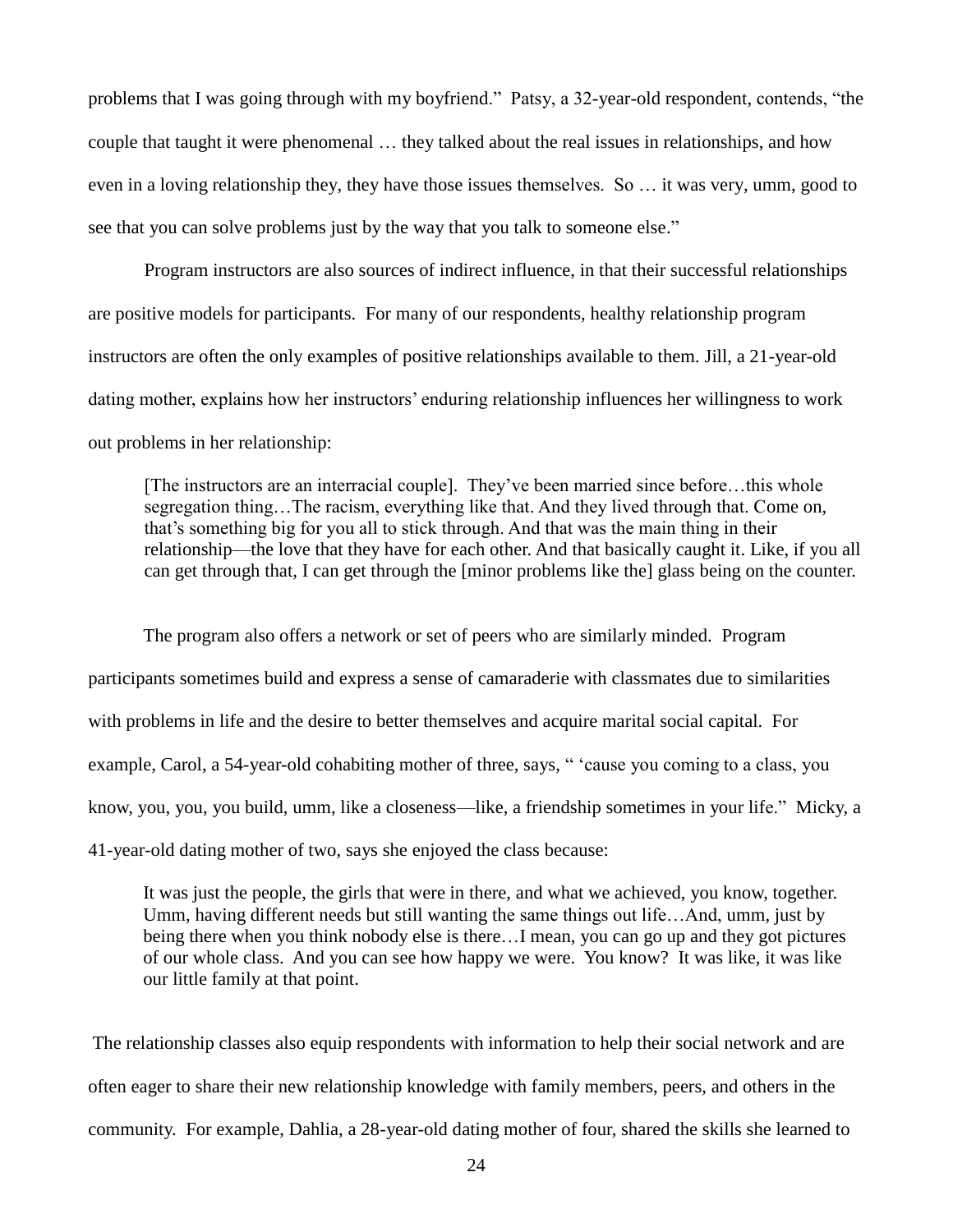problems that I was going through with my boyfriend." Patsy, a 32-year-old respondent, contends, "the couple that taught it were phenomenal … they talked about the real issues in relationships, and how even in a loving relationship they, they have those issues themselves. So … it was very, umm, good to see that you can solve problems just by the way that you talk to someone else."

Program instructors are also sources of indirect influence, in that their successful relationships are positive models for participants. For many of our respondents, healthy relationship program instructors are often the only examples of positive relationships available to them. Jill, a 21-year-old dating mother, explains how her instructors' enduring relationship influences her willingness to work out problems in her relationship:

> [The instructors are an interracial couple]. They've been married since before…this whole segregation thing…The racism, everything like that. And they lived through that. Come on, that's something big for you all to stick through. And that was the main thing in their relationship—the love that they have for each other. And that basically caught it. Like, if you all can get through that, I can get through the [minor problems like the] glass being on the counter.

The program also offers a network or set of peers who are similarly minded. Program participants sometimes build and express a sense of camaraderie with classmates due to similarities with problems in life and the desire to better themselves and acquire marital social capital. For example, Carol, a 54-year-old cohabiting mother of three, says, " 'cause you coming to a class, you know, you, you, you build, umm, like a closeness—like, a friendship sometimes in your life." Micky, a 41-year-old dating mother of two, says she enjoyed the class because:

> It was just the people, the girls that were in there, and what we achieved, you know, together. Umm, having different needs but still wanting the same things out life…And, umm, just by being there when you think nobody else is there…I mean, you can go up and they got pictures of our whole class. And you can see how happy we were. You know? It was like, it was like our little family at that point.

The relationship classes also equip respondents with information to help their social network and are often eager to share their new relationship knowledge with family members, peers, and others in the community. For example, Dahlia, a 28-year-old dating mother of four, shared the skills she learned to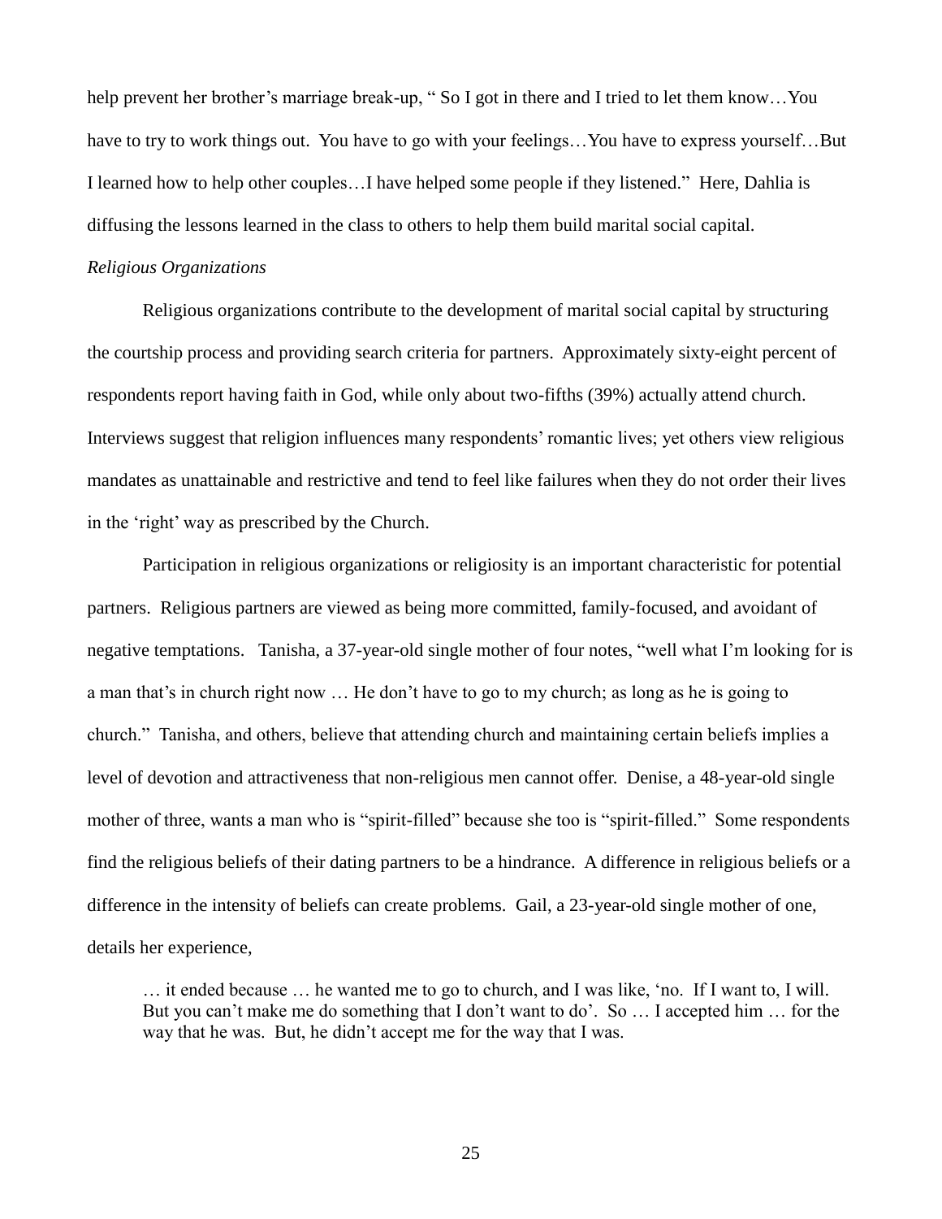help prevent her brother's marriage break-up, " So I got in there and I tried to let them know…You have to try to work things out. You have to go with your feelings…You have to express yourself…But I learned how to help other couples…I have helped some people if they listened." Here, Dahlia is diffusing the lessons learned in the class to others to help them build marital social capital.

*Religious Organizations*

Religious organizations contribute to the development of marital social capital by structuring the courtship process and providing search criteria for partners. Approximately sixty-eight percent of respondents report having faith in God, while only about two-fifths (39%) actually attend church. Interviews suggest that religion influences many respondents' romantic lives; yet others view religious mandates as unattainable and restrictive and tend to feel like failures when they do not order their lives in the 'right' way as prescribed by the Church.

Participation in religious organizations or religiosity is an important characteristic for potential partners. Religious partners are viewed as being more committed, family-focused, and avoidant of negative temptations. Tanisha, a 37-year-old single mother of four notes, "well what I'm looking for is a man that's in church right now … He don't have to go to my church; as long as he is going to church." Tanisha, and others, believe that attending church and maintaining certain beliefs implies a level of devotion and attractiveness that non-religious men cannot offer. Denise, a 48-year-old single mother of three, wants a man who is "spirit-filled" because she too is "spirit-filled." Some respondents find the religious beliefs of their dating partners to be a hindrance. A difference in religious beliefs or a difference in the intensity of beliefs can create problems. Gail, a 23-year-old single mother of one, details her experience,

> … it ended because … he wanted me to go to church, and I was like, 'no. If I want to, I will. But you can't make me do something that I don't want to do'. So … I accepted him … for the way that he was. But, he didn't accept me for the way that I was.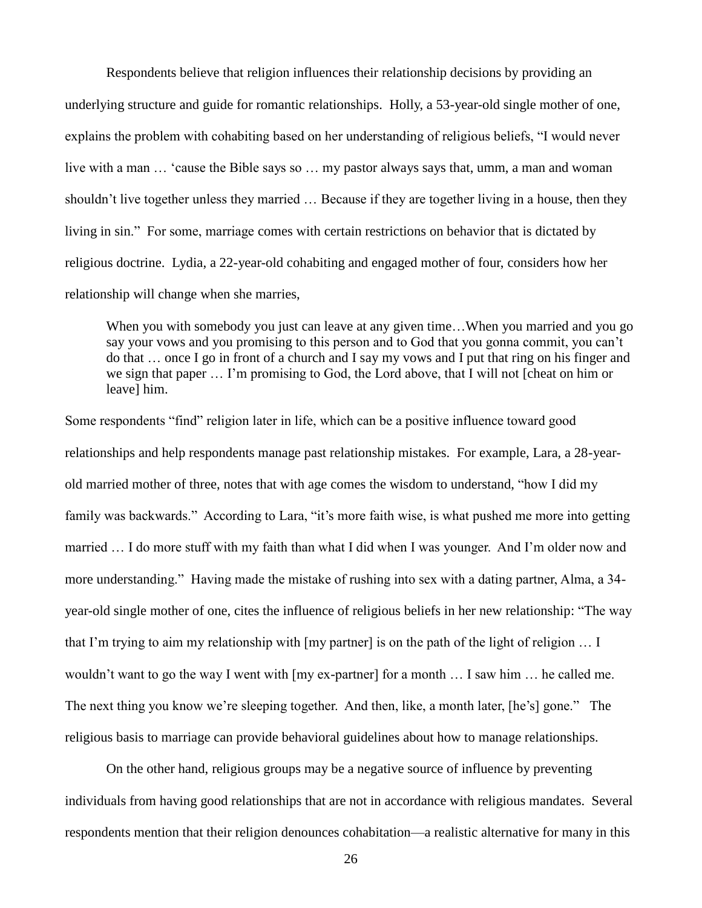Respondents believe that religion influences their relationship decisions by providing an underlying structure and guide for romantic relationships. Holly, a 53-year-old single mother of one, explains the problem with cohabiting based on her understanding of religious beliefs, "I would never live with a man … 'cause the Bible says so … my pastor always says that, umm, a man and woman shouldn't live together unless they married … Because if they are together living in a house, then they living in sin." For some, marriage comes with certain restrictions on behavior that is dictated by religious doctrine. Lydia, a 22-year-old cohabiting and engaged mother of four, considers how her relationship will change when she marries,

> When you with somebody you just can leave at any given time…When you married and you go say your vows and you promising to this person and to God that you gonna commit, you can't do that … once I go in front of a church and I say my vows and I put that ring on his finger and we sign that paper … I'm promising to God, the Lord above, that I will not [cheat on him or leave] him.

Some respondents "find" religion later in life, which can be a positive influence toward good relationships and help respondents manage past relationship mistakes. For example, Lara, a 28-year-old married mother of three, notes that with age comes the wisdom to understand, "how I did my family was backwards." According to Lara, "it's more faith wise, is what pushed me more into getting married … I do more stuff with my faith than what I did when I was younger. And I'm older now and more understanding." Having made the mistake of rushing into sex with a dating partner, Alma, a 34-year-old single mother of one, cites the influence of religious beliefs in her new relationship: "The way that I'm trying to aim my relationship with [my partner] is on the path of the light of religion … I wouldn't want to go the way I went with [my ex-partner] for a month … I saw him … he called me. The next thing you know we're sleeping together. And then, like, a month later, [he's] gone." The religious basis to marriage can provide behavioral guidelines about how to manage relationships.

On the other hand, religious groups may be a negative source of influence by preventing individuals from having good relationships that are not in accordance with religious mandates. Several respondents mention that their religion denounces cohabitation—a realistic alternative for many in this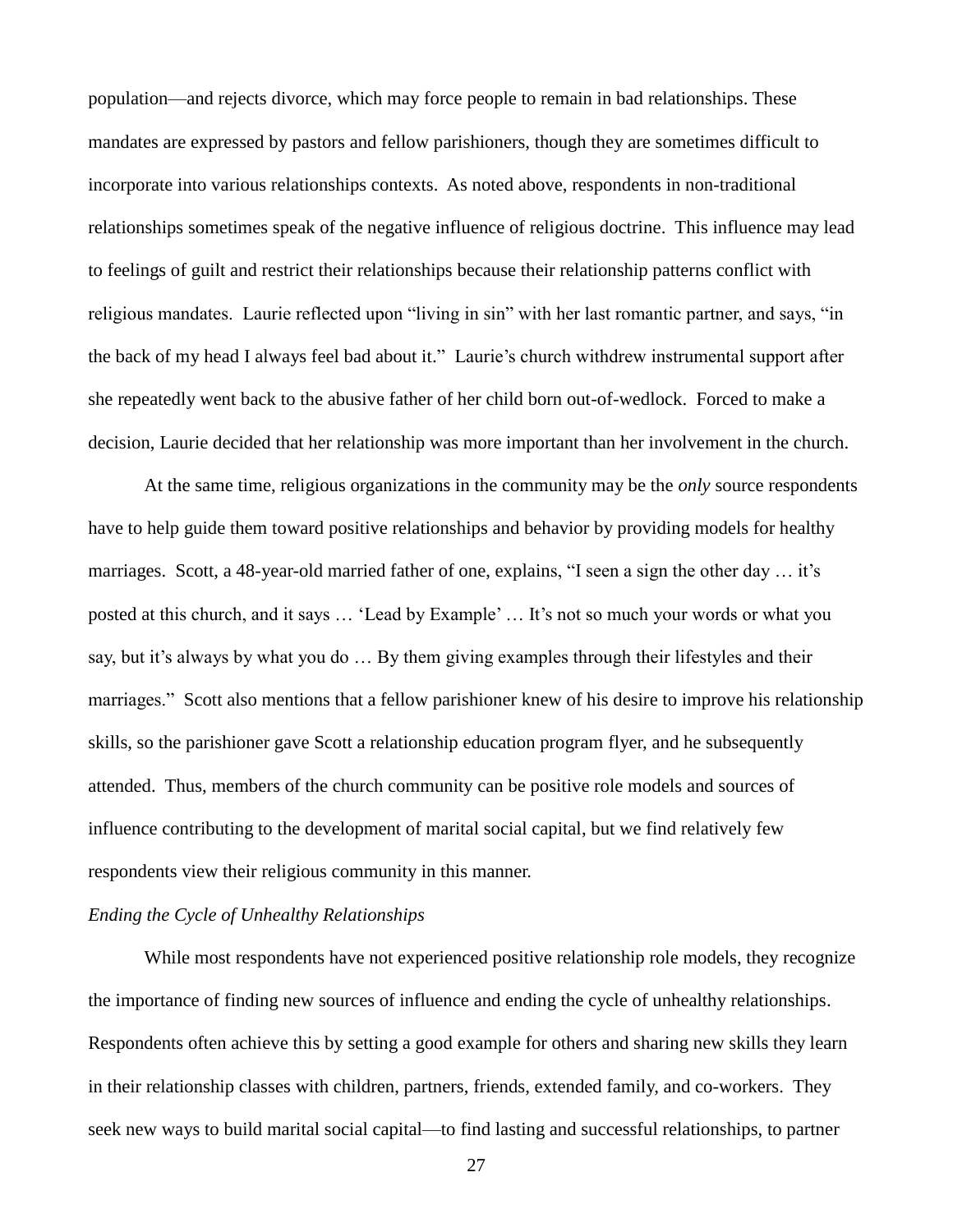population—and rejects divorce, which may force people to remain in bad relationships. These mandates are expressed by pastors and fellow parishioners, though they are sometimes difficult to incorporate into various relationships contexts. As noted above, respondents in non-traditional relationships sometimes speak of the negative influence of religious doctrine. This influence may lead to feelings of guilt and restrict their relationships because their relationship patterns conflict with religious mandates. Laurie reflected upon "living in sin" with her last romantic partner, and says, "in the back of my head I always feel bad about it." Laurie's church withdrew instrumental support after she repeatedly went back to the abusive father of her child born out-of-wedlock. Forced to make a decision, Laurie decided that her relationship was more important than her involvement in the church.

At the same time, religious organizations in the community may be the *only* source respondents have to help guide them toward positive relationships and behavior by providing models for healthy marriages. Scott, a 48-year-old married father of one, explains, "I seen a sign the other day … it's posted at this church, and it says … 'Lead by Example' … It's not so much your words or what you say, but it's always by what you do … By them giving examples through their lifestyles and their marriages." Scott also mentions that a fellow parishioner knew of his desire to improve his relationship skills, so the parishioner gave Scott a relationship education program flyer, and he subsequently attended. Thus, members of the church community can be positive role models and sources of influence contributing to the development of marital social capital, but we find relatively few respondents view their religious community in this manner.

*Ending the Cycle of Unhealthy Relationships*

While most respondents have not experienced positive relationship role models, they recognize the importance of finding new sources of influence and ending the cycle of unhealthy relationships. Respondents often achieve this by setting a good example for others and sharing new skills they learn in their relationship classes with children, partners, friends, extended family, and co-workers. They seek new ways to build marital social capital—to find lasting and successful relationships, to partner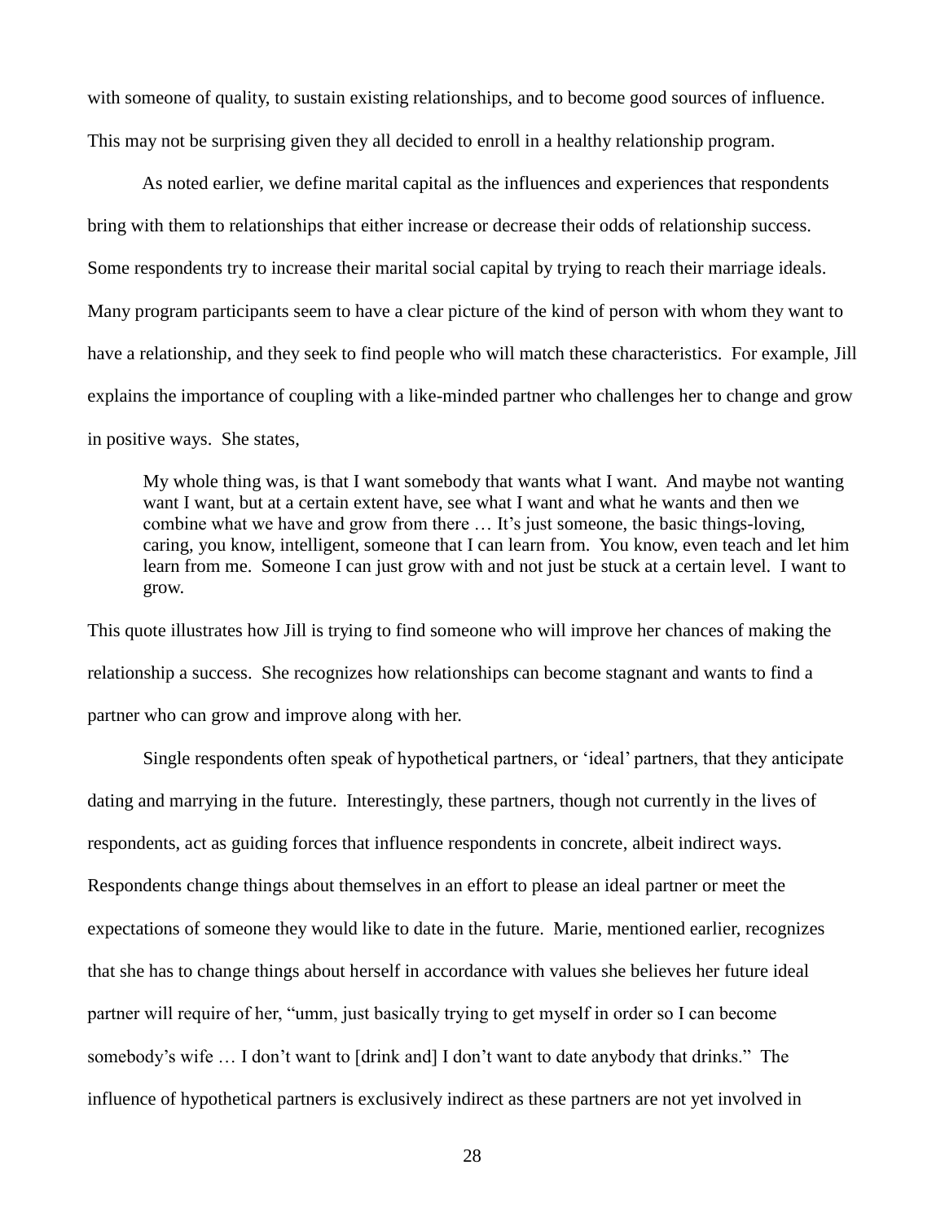with someone of quality, to sustain existing relationships, and to become good sources of influence. This may not be surprising given they all decided to enroll in a healthy relationship program.

As noted earlier, we define marital capital as the influences and experiences that respondents bring with them to relationships that either increase or decrease their odds of relationship success. Some respondents try to increase their marital social capital by trying to reach their marriage ideals. Many program participants seem to have a clear picture of the kind of person with whom they want to have a relationship, and they seek to find people who will match these characteristics. For example, Jill explains the importance of coupling with a like-minded partner who challenges her to change and grow in positive ways. She states,

> My whole thing was, is that I want somebody that wants what I want. And maybe not wanting want I want, but at a certain extent have, see what I want and what he wants and then we combine what we have and grow from there … It's just someone, the basic things-loving, caring, you know, intelligent, someone that I can learn from. You know, even teach and let him learn from me. Someone I can just grow with and not just be stuck at a certain level. I want to grow.

This quote illustrates how Jill is trying to find someone who will improve her chances of making the relationship a success. She recognizes how relationships can become stagnant and wants to find a partner who can grow and improve along with her.

Single respondents often speak of hypothetical partners, or 'ideal' partners, that they anticipate dating and marrying in the future. Interestingly, these partners, though not currently in the lives of respondents, act as guiding forces that influence respondents in concrete, albeit indirect ways. Respondents change things about themselves in an effort to please an ideal partner or meet the expectations of someone they would like to date in the future. Marie, mentioned earlier, recognizes that she has to change things about herself in accordance with values she believes her future ideal partner will require of her, "umm, just basically trying to get myself in order so I can become somebody's wife … I don't want to [drink and] I don't want to date anybody that drinks." The influence of hypothetical partners is exclusively indirect as these partners are not yet involved in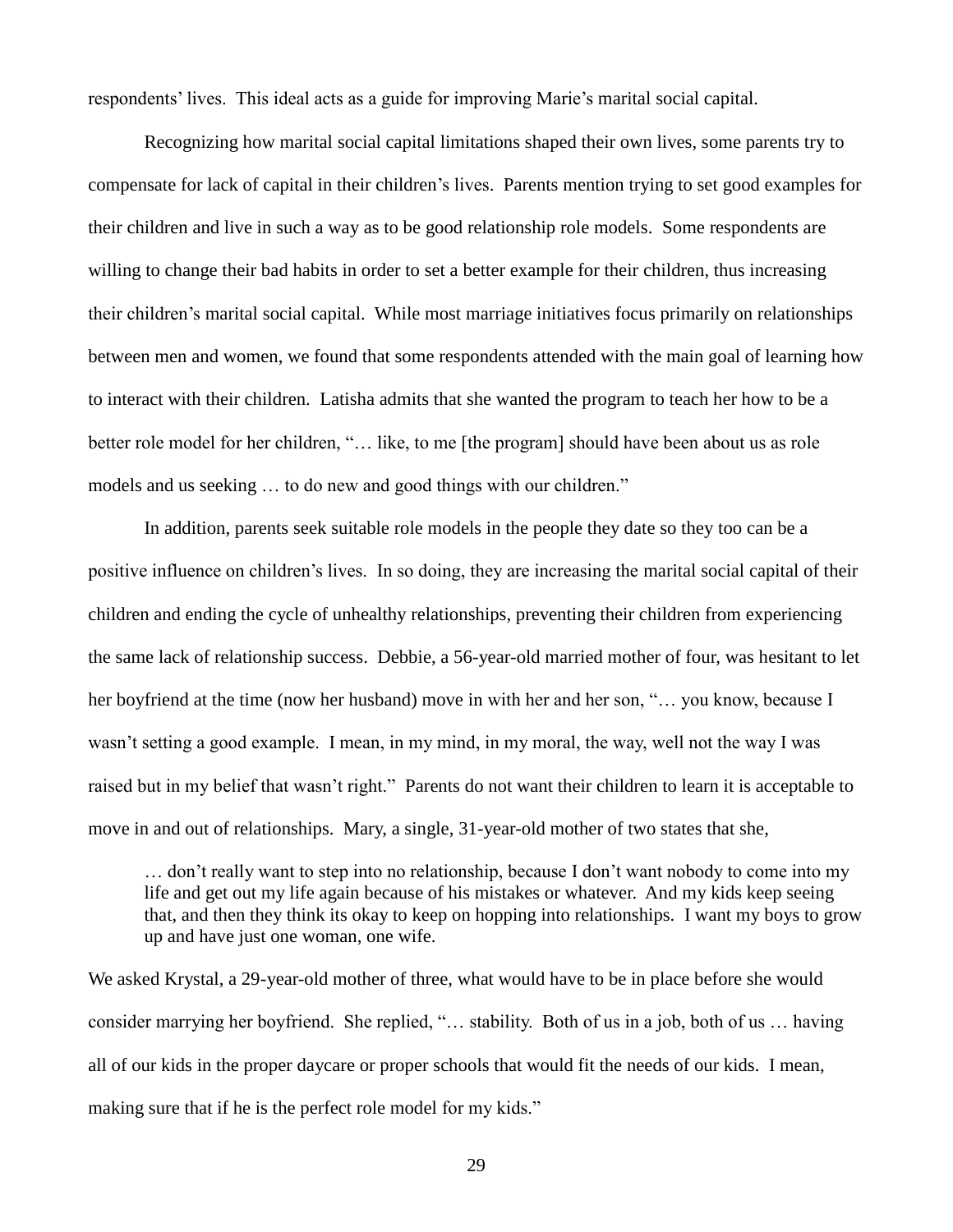respondents' lives. This ideal acts as a guide for improving Marie's marital social capital.

Recognizing how marital social capital limitations shaped their own lives, some parents try to compensate for lack of capital in their children's lives. Parents mention trying to set good examples for their children and live in such a way as to be good relationship role models. Some respondents are willing to change their bad habits in order to set a better example for their children, thus increasing their children's marital social capital. While most marriage initiatives focus primarily on relationships between men and women, we found that some respondents attended with the main goal of learning how to interact with their children. Latisha admits that she wanted the program to teach her how to be a better role model for her children, "… like, to me [the program] should have been about us as role models and us seeking … to do new and good things with our children."

In addition, parents seek suitable role models in the people they date so they too can be a positive influence on children's lives. In so doing, they are increasing the marital social capital of their children and ending the cycle of unhealthy relationships, preventing their children from experiencing the same lack of relationship success. Debbie, a 56-year-old married mother of four, was hesitant to let her boyfriend at the time (now her husband) move in with her and her son, "… you know, because I wasn't setting a good example. I mean, in my mind, in my moral, the way, well not the way I was raised but in my belief that wasn't right." Parents do not want their children to learn it is acceptable to move in and out of relationships. Mary, a single, 31-year-old mother of two states that she,

> … don't really want to step into no relationship, because I don't want nobody to come into my life and get out my life again because of his mistakes or whatever. And my kids keep seeing that, and then they think its okay to keep on hopping into relationships. I want my boys to grow up and have just one woman, one wife.

We asked Krystal, a 29-year-old mother of three, what would have to be in place before she would consider marrying her boyfriend. She replied, "… stability. Both of us in a job, both of us … having all of our kids in the proper daycare or proper schools that would fit the needs of our kids. I mean, making sure that if he is the perfect role model for my kids."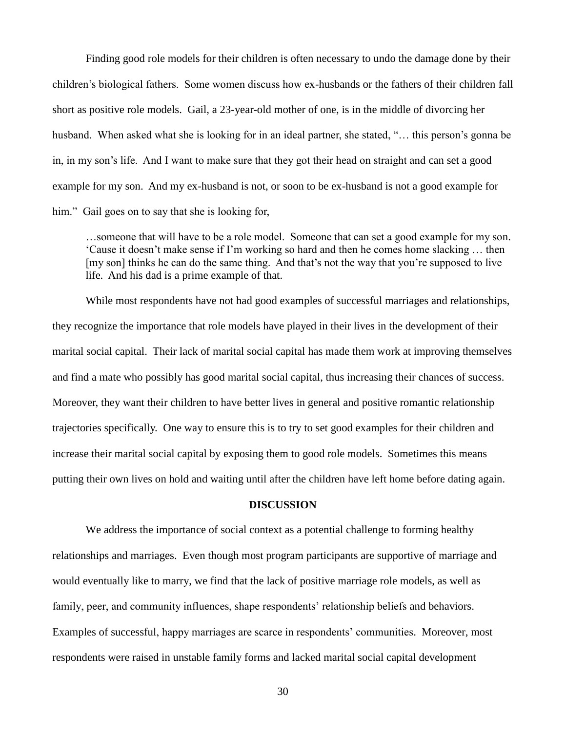Finding good role models for their children is often necessary to undo the damage done by their children's biological fathers. Some women discuss how ex-husbands or the fathers of their children fall short as positive role models. Gail, a 23-year-old mother of one, is in the middle of divorcing her husband. When asked what she is looking for in an ideal partner, she stated, "… this person's gonna be in, in my son's life. And I want to make sure that they got their head on straight and can set a good example for my son. And my ex-husband is not, or soon to be ex-husband is not a good example for him." Gail goes on to say that she is looking for,

> …someone that will have to be a role model. Someone that can set a good example for my son. 'Cause it doesn't make sense if I'm working so hard and then he comes home slacking … then [my son] thinks he can do the same thing. And that's not the way that you're supposed to live life. And his dad is a prime example of that.

While most respondents have not had good examples of successful marriages and relationships, they recognize the importance that role models have played in their lives in the development of their marital social capital. Their lack of marital social capital has made them work at improving themselves and find a mate who possibly has good marital social capital, thus increasing their chances of success. Moreover, they want their children to have better lives in general and positive romantic relationship trajectories specifically. One way to ensure this is to try to set good examples for their children and increase their marital social capital by exposing them to good role models. Sometimes this means putting their own lives on hold and waiting until after the children have left home before dating again.

## DISCUSSION

We address the importance of social context as a potential challenge to forming healthy relationships and marriages. Even though most program participants are supportive of marriage and would eventually like to marry, we find that the lack of positive marriage role models, as well as family, peer, and community influences, shape respondents' relationship beliefs and behaviors. Examples of successful, happy marriages are scarce in respondents' communities. Moreover, most respondents were raised in unstable family forms and lacked marital social capital development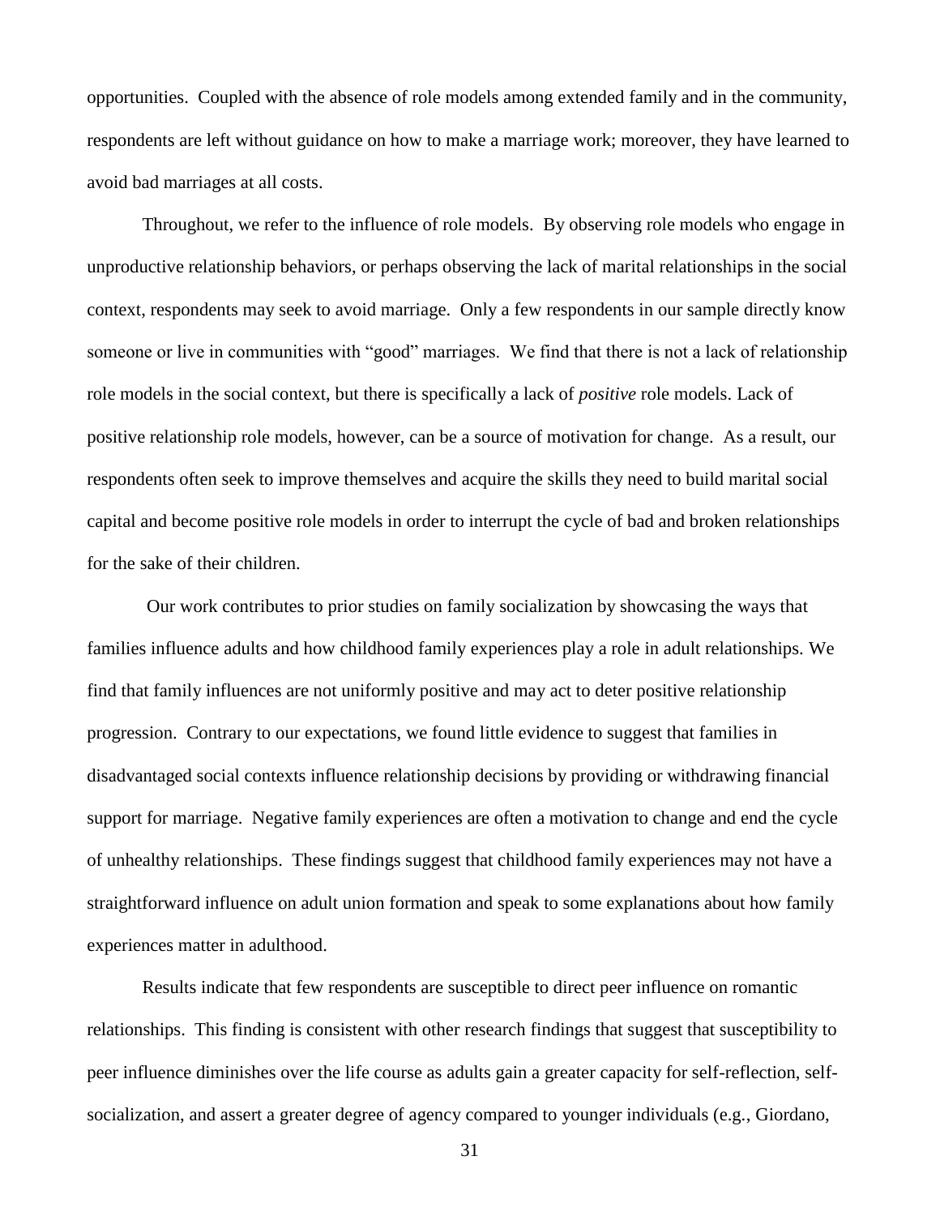opportunities. Coupled with the absence of role models among extended family and in the community, respondents are left without guidance on how to make a marriage work; moreover, they have learned to avoid bad marriages at all costs.

Throughout, we refer to the influence of role models. By observing role models who engage in unproductive relationship behaviors, or perhaps observing the lack of marital relationships in the social context, respondents may seek to avoid marriage. Only a few respondents in our sample directly know someone or live in communities with "good" marriages. We find that there is not a lack of relationship role models in the social context, but there is specifically a lack of *positive* role models. Lack of positive relationship role models, however, can be a source of motivation for change. As a result, our respondents often seek to improve themselves and acquire the skills they need to build marital social capital and become positive role models in order to interrupt the cycle of bad and broken relationships for the sake of their children.

Our work contributes to prior studies on family socialization by showcasing the ways that families influence adults and how childhood family experiences play a role in adult relationships. We find that family influences are not uniformly positive and may act to deter positive relationship progression. Contrary to our expectations, we found little evidence to suggest that families in disadvantaged social contexts influence relationship decisions by providing or withdrawing financial support for marriage. Negative family experiences are often a motivation to change and end the cycle of unhealthy relationships. These findings suggest that childhood family experiences may not have a straightforward influence on adult union formation and speak to some explanations about how family experiences matter in adulthood.

Results indicate that few respondents are susceptible to direct peer influence on romantic relationships. This finding is consistent with other research findings that suggest that susceptibility to peer influence diminishes over the life course as adults gain a greater capacity for self-reflection, self-socialization, and assert a greater degree of agency compared to younger individuals (e.g., Giordano,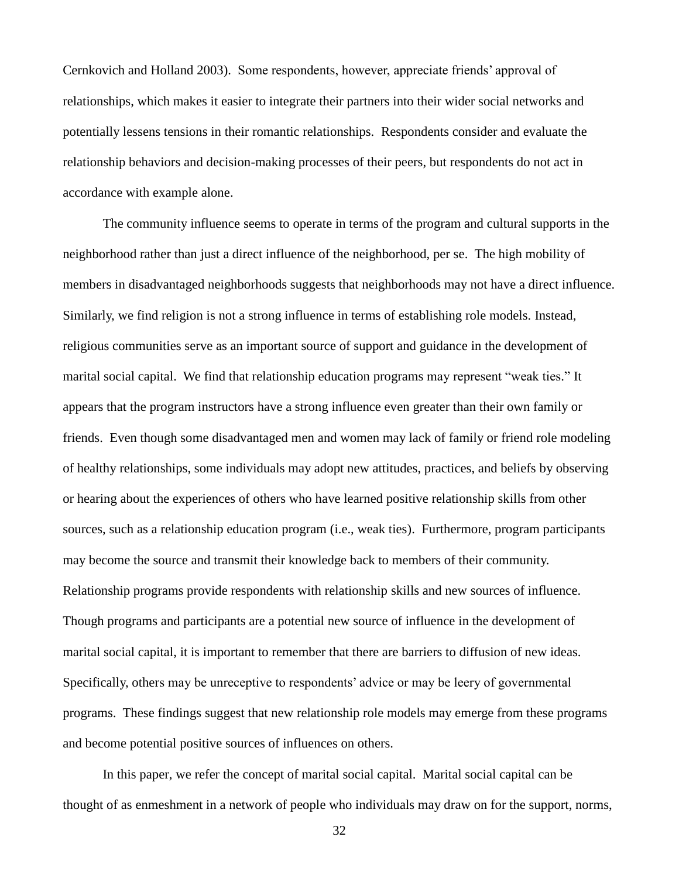Cernkovich and Holland 2003). Some respondents, however, appreciate friends' approval of relationships, which makes it easier to integrate their partners into their wider social networks and potentially lessens tensions in their romantic relationships. Respondents consider and evaluate the relationship behaviors and decision-making processes of their peers, but respondents do not act in accordance with example alone.

The community influence seems to operate in terms of the program and cultural supports in the neighborhood rather than just a direct influence of the neighborhood, per se. The high mobility of members in disadvantaged neighborhoods suggests that neighborhoods may not have a direct influence. Similarly, we find religion is not a strong influence in terms of establishing role models. Instead, religious communities serve as an important source of support and guidance in the development of marital social capital. We find that relationship education programs may represent "weak ties." It appears that the program instructors have a strong influence even greater than their own family or friends. Even though some disadvantaged men and women may lack of family or friend role modeling of healthy relationships, some individuals may adopt new attitudes, practices, and beliefs by observing or hearing about the experiences of others who have learned positive relationship skills from other sources, such as a relationship education program (i.e., weak ties). Furthermore, program participants may become the source and transmit their knowledge back to members of their community. Relationship programs provide respondents with relationship skills and new sources of influence. Though programs and participants are a potential new source of influence in the development of marital social capital, it is important to remember that there are barriers to diffusion of new ideas. Specifically, others may be unreceptive to respondents' advice or may be leery of governmental programs. These findings suggest that new relationship role models may emerge from these programs and become potential positive sources of influences on others.

In this paper, we refer the concept of marital social capital. Marital social capital can be thought of as enmeshment in a network of people who individuals may draw on for the support, norms,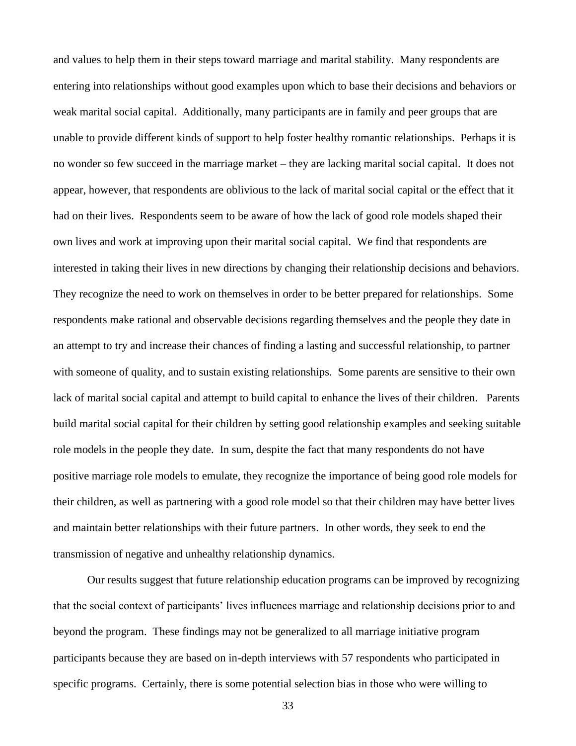and values to help them in their steps toward marriage and marital stability. Many respondents are entering into relationships without good examples upon which to base their decisions and behaviors or weak marital social capital. Additionally, many participants are in family and peer groups that are unable to provide different kinds of support to help foster healthy romantic relationships. Perhaps it is no wonder so few succeed in the marriage market – they are lacking marital social capital. It does not appear, however, that respondents are oblivious to the lack of marital social capital or the effect that it had on their lives. Respondents seem to be aware of how the lack of good role models shaped their own lives and work at improving upon their marital social capital. We find that respondents are interested in taking their lives in new directions by changing their relationship decisions and behaviors. They recognize the need to work on themselves in order to be better prepared for relationships. Some respondents make rational and observable decisions regarding themselves and the people they date in an attempt to try and increase their chances of finding a lasting and successful relationship, to partner with someone of quality, and to sustain existing relationships. Some parents are sensitive to their own lack of marital social capital and attempt to build capital to enhance the lives of their children. Parents build marital social capital for their children by setting good relationship examples and seeking suitable role models in the people they date. In sum, despite the fact that many respondents do not have positive marriage role models to emulate, they recognize the importance of being good role models for their children, as well as partnering with a good role model so that their children may have better lives and maintain better relationships with their future partners. In other words, they seek to end the transmission of negative and unhealthy relationship dynamics.

Our results suggest that future relationship education programs can be improved by recognizing that the social context of participants' lives influences marriage and relationship decisions prior to and beyond the program. These findings may not be generalized to all marriage initiative program participants because they are based on in-depth interviews with 57 respondents who participated in specific programs. Certainly, there is some potential selection bias in those who were willing to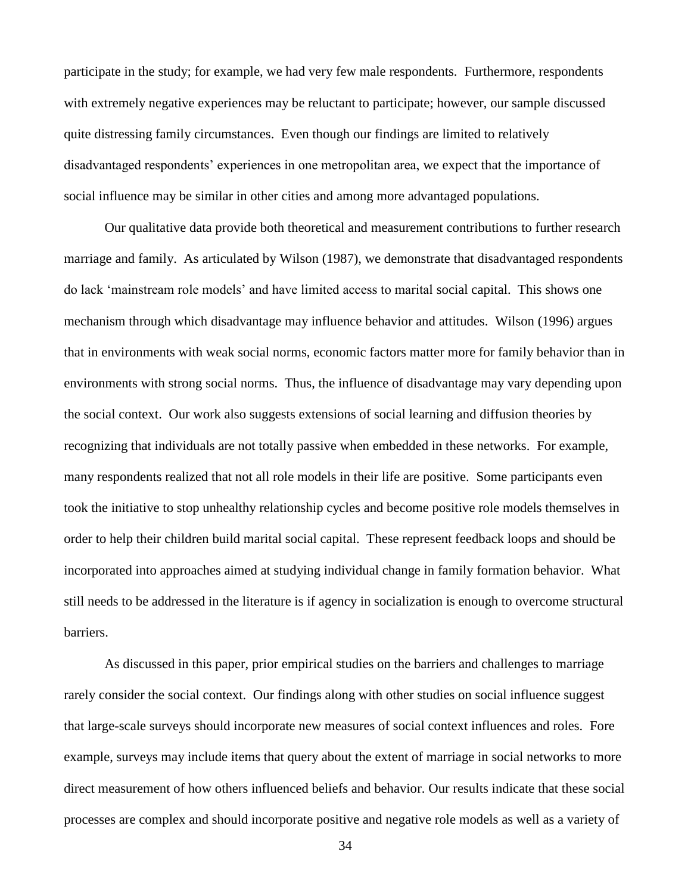participate in the study; for example, we had very few male respondents. Furthermore, respondents with extremely negative experiences may be reluctant to participate; however, our sample discussed quite distressing family circumstances. Even though our findings are limited to relatively disadvantaged respondents' experiences in one metropolitan area, we expect that the importance of social influence may be similar in other cities and among more advantaged populations.

Our qualitative data provide both theoretical and measurement contributions to further research marriage and family. As articulated by Wilson (1987), we demonstrate that disadvantaged respondents do lack 'mainstream role models' and have limited access to marital social capital. This shows one mechanism through which disadvantage may influence behavior and attitudes. Wilson (1996) argues that in environments with weak social norms, economic factors matter more for family behavior than in environments with strong social norms. Thus, the influence of disadvantage may vary depending upon the social context. Our work also suggests extensions of social learning and diffusion theories by recognizing that individuals are not totally passive when embedded in these networks. For example, many respondents realized that not all role models in their life are positive. Some participants even took the initiative to stop unhealthy relationship cycles and become positive role models themselves in order to help their children build marital social capital. These represent feedback loops and should be incorporated into approaches aimed at studying individual change in family formation behavior. What still needs to be addressed in the literature is if agency in socialization is enough to overcome structural barriers.

As discussed in this paper, prior empirical studies on the barriers and challenges to marriage rarely consider the social context. Our findings along with other studies on social influence suggest that large-scale surveys should incorporate new measures of social context influences and roles. Fore example, surveys may include items that query about the extent of marriage in social networks to more direct measurement of how others influenced beliefs and behavior. Our results indicate that these social processes are complex and should incorporate positive and negative role models as well as a variety of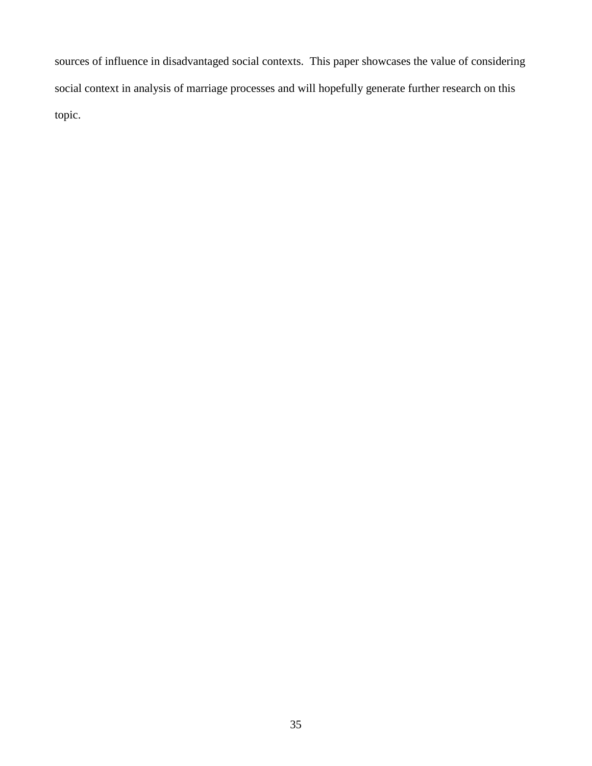sources of influence in disadvantaged social contexts. This paper showcases the value of considering social context in analysis of marriage processes and will hopefully generate further research on this topic.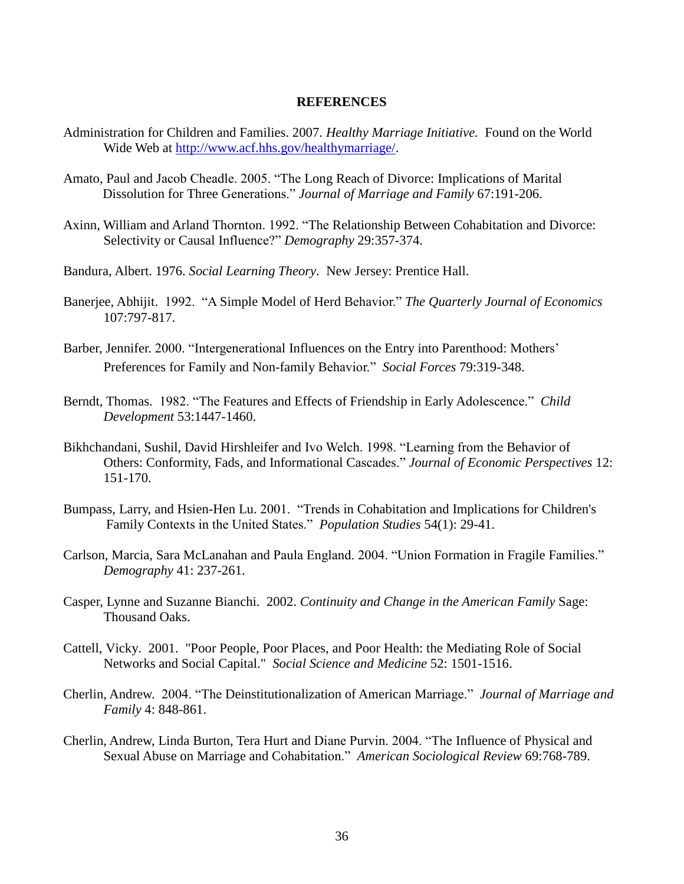**REFERENCES**

Administration for Children and Families. 2007. *Healthy Marriage Initiative.* Found on the World Wide Web at [http://www.acf.hhs.gov/healthymarriage/](http://www.acf.hhs.gov/healthymarriage/).

Amato, Paul and Jacob Cheadle. 2005. "The Long Reach of Divorce: Implications of Marital Dissolution for Three Generations." *Journal of Marriage and Family* 67:191-206.

Axinn, William and Arland Thornton. 1992. "The Relationship Between Cohabitation and Divorce: Selectivity or Causal Influence?" *Demography* 29:357-374.

Bandura, Albert. 1976. *Social Learning Theory*. New Jersey: Prentice Hall.

Banerjee, Abhijit. 1992. "A Simple Model of Herd Behavior." *The Quarterly Journal of Economics* 107:797-817.

Barber, Jennifer. 2000. "Intergenerational Influences on the Entry into Parenthood: Mothers' Preferences for Family and Non-family Behavior." *Social Forces* 79:319-348.

Berndt, Thomas. 1982. "The Features and Effects of Friendship in Early Adolescence." *Child Development* 53:1447-1460.

Bikhchandani, Sushil, David Hirshleifer and Ivo Welch. 1998. "Learning from the Behavior of Others: Conformity, Fads, and Informational Cascades." *Journal of Economic Perspectives* 12: 151-170.

Bumpass, Larry, and Hsien-Hen Lu. 2001. "Trends in Cohabitation and Implications for Children's Family Contexts in the United States." *Population Studies* 54(1): 29-41.

Carlson, Marcia, Sara McLanahan and Paula England. 2004. "Union Formation in Fragile Families." *Demography* 41: 237-261.

Casper, Lynne and Suzanne Bianchi. 2002. *Continuity and Change in the American Family* Sage: Thousand Oaks.

Cattell, Vicky. 2001. "Poor People, Poor Places, and Poor Health: the Mediating Role of Social Networks and Social Capital." *Social Science and Medicine* 52: 1501-1516.

Cherlin, Andrew. 2004. "The Deinstitutionalization of American Marriage." *Journal of Marriage and Family* 4: 848-861.

Cherlin, Andrew, Linda Burton, Tera Hurt and Diane Purvin. 2004. "The Influence of Physical and Sexual Abuse on Marriage and Cohabitation." *American Sociological Review* 69:768-789.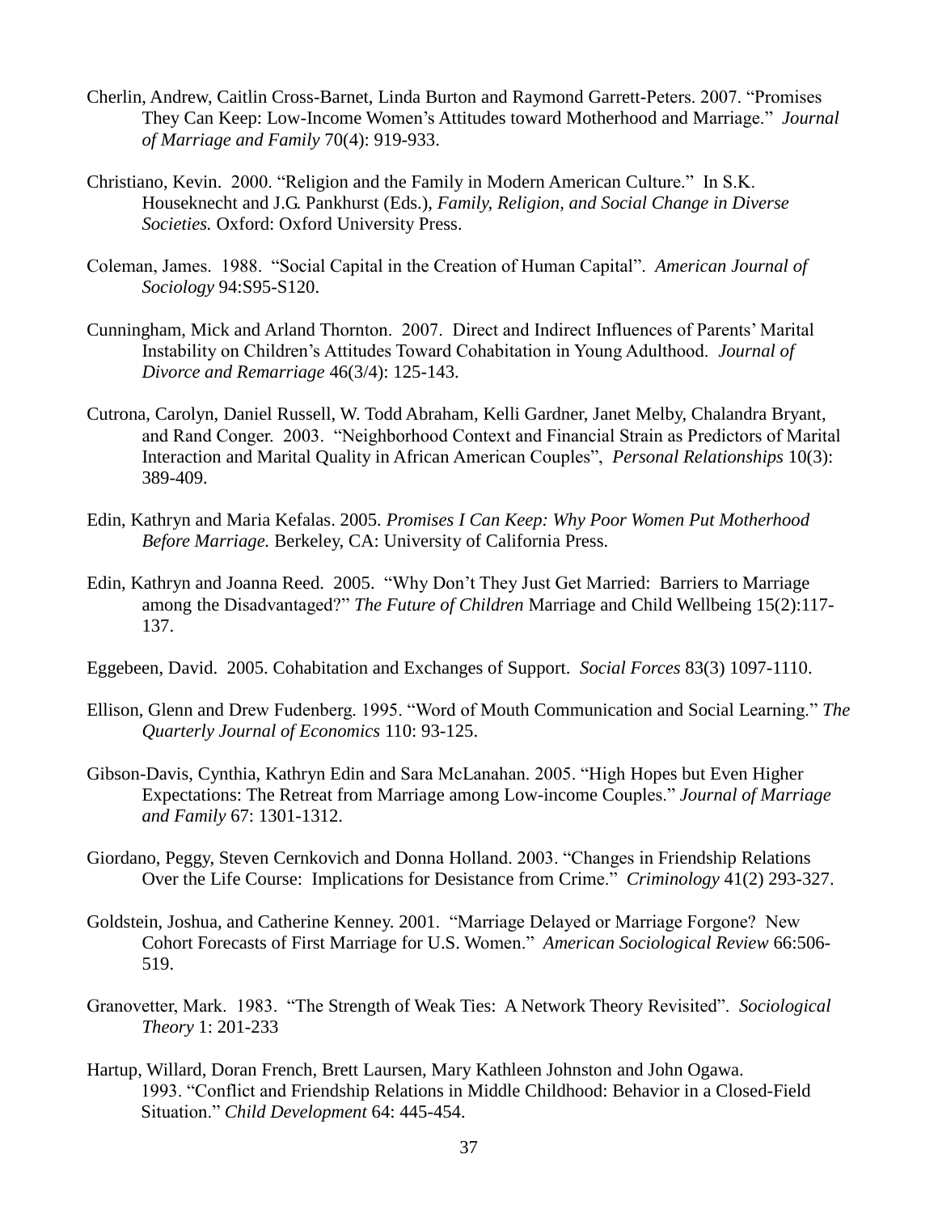Cherlin, Andrew, Caitlin Cross-Barnet, Linda Burton and Raymond Garrett-Peters. 2007. "Promises They Can Keep: Low-Income Women's Attitudes toward Motherhood and Marriage." *Journal of Marriage and Family* 70(4): 919-933.

Christiano, Kevin. 2000. "Religion and the Family in Modern American Culture." In S.K. Houseknecht and J.G. Pankhurst (Eds.), *Family, Religion, and Social Change in Diverse Societies.* Oxford: Oxford University Press.

Coleman, James. 1988. "Social Capital in the Creation of Human Capital". *American Journal of Sociology* 94:S95-S120.

Cunningham, Mick and Arland Thornton. 2007. Direct and Indirect Influences of Parents' Marital Instability on Children's Attitudes Toward Cohabitation in Young Adulthood. *Journal of Divorce and Remarriage* 46(3/4): 125-143.

Cutrona, Carolyn, Daniel Russell, W. Todd Abraham, Kelli Gardner, Janet Melby, Chalandra Bryant, and Rand Conger. 2003. "Neighborhood Context and Financial Strain as Predictors of Marital Interaction and Marital Quality in African American Couples", *Personal Relationships* 10(3): 389-409.

Edin, Kathryn and Maria Kefalas. 2005. *Promises I Can Keep: Why Poor Women Put Motherhood Before Marriage.* Berkeley, CA: University of California Press.

Edin, Kathryn and Joanna Reed. 2005. "Why Don't They Just Get Married: Barriers to Marriage among the Disadvantaged?" *The Future of Children* Marriage and Child Wellbeing 15(2):117-137.

Eggebeen, David. 2005. Cohabitation and Exchanges of Support. *Social Forces* 83(3) 1097-1110.

Ellison, Glenn and Drew Fudenberg. 1995. "Word of Mouth Communication and Social Learning." *The Quarterly Journal of Economics* 110: 93-125.

Gibson-Davis, Cynthia, Kathryn Edin and Sara McLanahan. 2005. "High Hopes but Even Higher Expectations: The Retreat from Marriage among Low-income Couples." *Journal of Marriage and Family* 67: 1301-1312.

Giordano, Peggy, Steven Cernkovich and Donna Holland. 2003. "Changes in Friendship Relations Over the Life Course: Implications for Desistance from Crime." *Criminology* 41(2) 293-327.

Goldstein, Joshua, and Catherine Kenney. 2001. "Marriage Delayed or Marriage Forgone? New Cohort Forecasts of First Marriage for U.S. Women." *American Sociological Review* 66:506-519.

Granovetter, Mark. 1983. "The Strength of Weak Ties: A Network Theory Revisited". *Sociological Theory* 1: 201-233

Hartup, Willard, Doran French, Brett Laursen, Mary Kathleen Johnston and John Ogawa. 1993. "Conflict and Friendship Relations in Middle Childhood: Behavior in a Closed-Field Situation." *Child Development* 64: 445-454.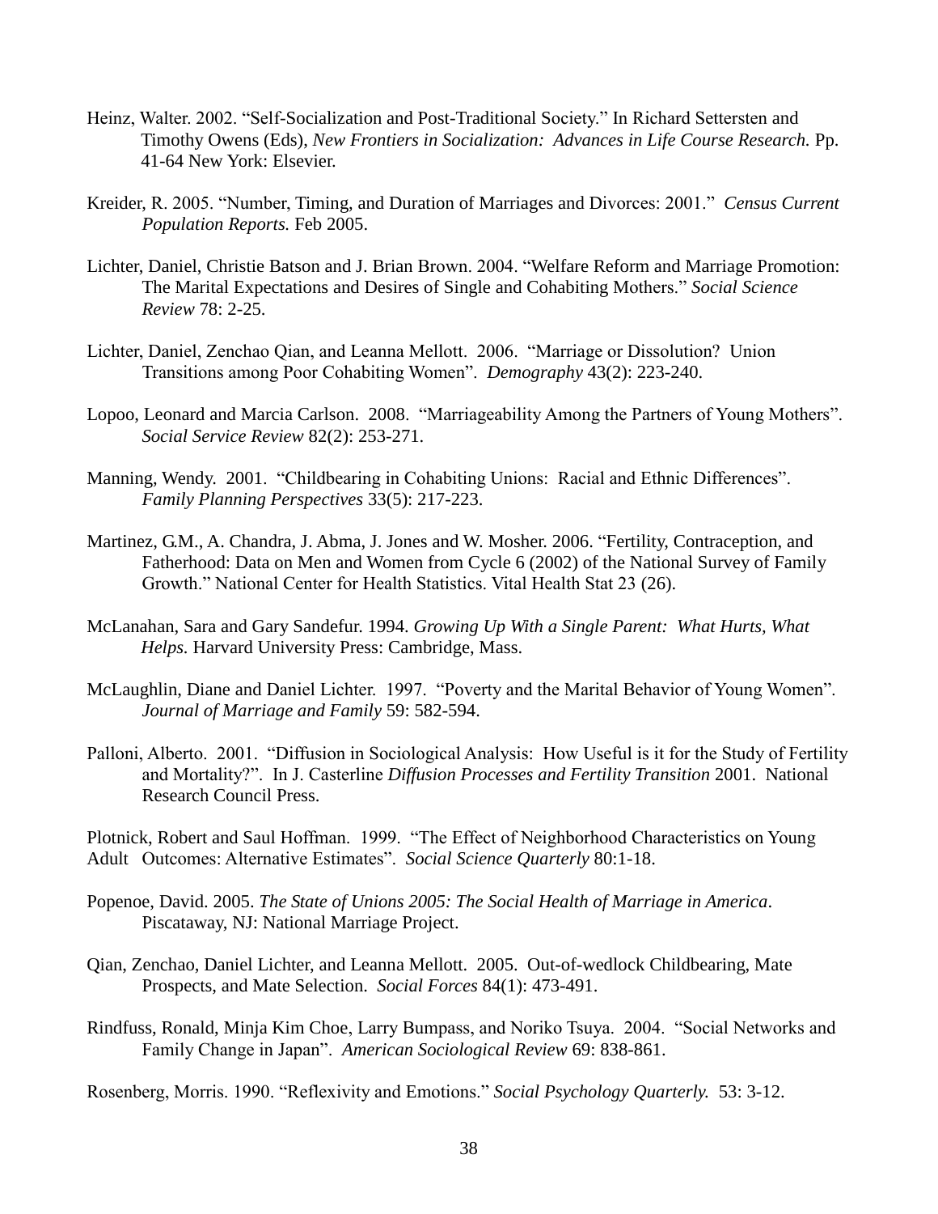Heinz, Walter. 2002. "Self-Socialization and Post-Traditional Society." In Richard Settersten and Timothy Owens (Eds), *New Frontiers in Socialization: Advances in Life Course Research.* Pp. 41-64 New York: Elsevier.

Kreider, R. 2005. "Number, Timing, and Duration of Marriages and Divorces: 2001." *Census Current Population Reports.* Feb 2005.

Lichter, Daniel, Christie Batson and J. Brian Brown. 2004. "Welfare Reform and Marriage Promotion: The Marital Expectations and Desires of Single and Cohabiting Mothers." *Social Science Review* 78: 2-25.

Lichter, Daniel, Zenchao Qian, and Leanna Mellott. 2006. "Marriage or Dissolution? Union Transitions among Poor Cohabiting Women". *Demography* 43(2): 223-240.

Lopoo, Leonard and Marcia Carlson. 2008. "Marriageability Among the Partners of Young Mothers". *Social Service Review* 82(2): 253-271.

Manning, Wendy. 2001. "Childbearing in Cohabiting Unions: Racial and Ethnic Differences". *Family Planning Perspectives* 33(5): 217-223.

Martinez, G.M., A. Chandra, J. Abma, J. Jones and W. Mosher. 2006. "Fertility, Contraception, and Fatherhood: Data on Men and Women from Cycle 6 (2002) of the National Survey of Family Growth." National Center for Health Statistics. Vital Health Stat 23 (26).

McLanahan, Sara and Gary Sandefur. 1994. *Growing Up With a Single Parent: What Hurts, What Helps.* Harvard University Press: Cambridge, Mass.

McLaughlin, Diane and Daniel Lichter. 1997. "Poverty and the Marital Behavior of Young Women". *Journal of Marriage and Family* 59: 582-594.

Palloni, Alberto. 2001. "Diffusion in Sociological Analysis: How Useful is it for the Study of Fertility and Mortality?". In J. Casterline *Diffusion Processes and Fertility Transition* 2001. National Research Council Press.

Plotnick, Robert and Saul Hoffman. 1999. "The Effect of Neighborhood Characteristics on Young Adult Outcomes: Alternative Estimates". *Social Science Quarterly* 80:1-18.

Popenoe, David. 2005. *The State of Unions 2005: The Social Health of Marriage in America*. Piscataway, NJ: National Marriage Project.

Qian, Zenchao, Daniel Lichter, and Leanna Mellott. 2005. Out-of-wedlock Childbearing, Mate Prospects, and Mate Selection. *Social Forces* 84(1): 473-491.

Rindfuss, Ronald, Minja Kim Choe, Larry Bumpass, and Noriko Tsuya. 2004. "Social Networks and Family Change in Japan". *American Sociological Review* 69: 838-861.

Rosenberg, Morris. 1990. "Reflexivity and Emotions." *Social Psychology Quarterly.* 53: 3-12.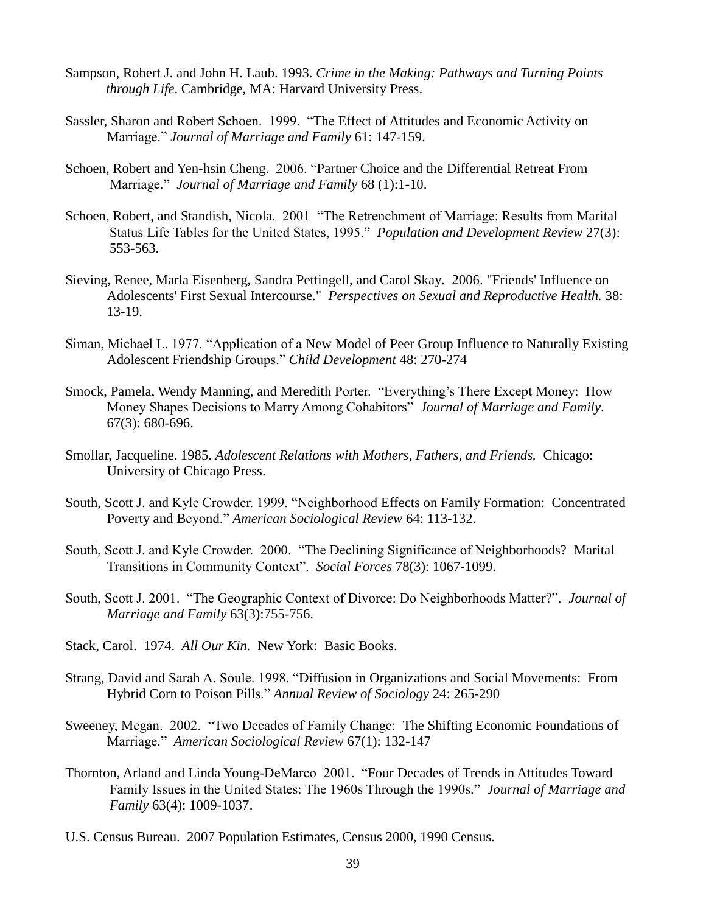Sampson, Robert J. and John H. Laub. 1993. *Crime in the Making: Pathways and Turning Points through Life*. Cambridge, MA: Harvard University Press.

Sassler, Sharon and Robert Schoen. 1999. "The Effect of Attitudes and Economic Activity on Marriage." *Journal of Marriage and Family* 61: 147-159.

Schoen, Robert and Yen-hsin Cheng. 2006. "Partner Choice and the Differential Retreat From Marriage." *Journal of Marriage and Family* 68 (1):1-10.

Schoen, Robert, and Standish, Nicola. 2001 "The Retrenchment of Marriage: Results from Marital Status Life Tables for the United States, 1995." *Population and Development Review* 27(3): 553-563.

Sieving, Renee, Marla Eisenberg, Sandra Pettingell, and Carol Skay. 2006. "Friends' Influence on Adolescents' First Sexual Intercourse." *Perspectives on Sexual and Reproductive Health.* 38: 13-19.

Siman, Michael L. 1977. "Application of a New Model of Peer Group Influence to Naturally Existing Adolescent Friendship Groups." *Child Development* 48: 270-274

Smock, Pamela, Wendy Manning, and Meredith Porter. "Everything's There Except Money: How Money Shapes Decisions to Marry Among Cohabitors" *Journal of Marriage and Family*. 67(3): 680-696.

Smollar, Jacqueline. 1985. *Adolescent Relations with Mothers, Fathers, and Friends.* Chicago: University of Chicago Press.

South, Scott J. and Kyle Crowder. 1999. "Neighborhood Effects on Family Formation: Concentrated Poverty and Beyond." *American Sociological Review* 64: 113-132.

South, Scott J. and Kyle Crowder. 2000. "The Declining Significance of Neighborhoods? Marital Transitions in Community Context". *Social Forces* 78(3): 1067-1099.

South, Scott J. 2001. "The Geographic Context of Divorce: Do Neighborhoods Matter?". *Journal of Marriage and Family* 63(3):755-756.

Stack, Carol. 1974. *All Our Kin.* New York: Basic Books.

Strang, David and Sarah A. Soule. 1998. "Diffusion in Organizations and Social Movements: From Hybrid Corn to Poison Pills." *Annual Review of Sociology* 24: 265-290

Sweeney, Megan. 2002. "Two Decades of Family Change: The Shifting Economic Foundations of Marriage." *American Sociological Review* 67(1): 132-147

Thornton, Arland and Linda Young-DeMarco 2001. "Four Decades of Trends in Attitudes Toward Family Issues in the United States: The 1960s Through the 1990s." *Journal of Marriage and Family* 63(4): 1009-1037.

U.S. Census Bureau. 2007 Population Estimates, Census 2000, 1990 Census.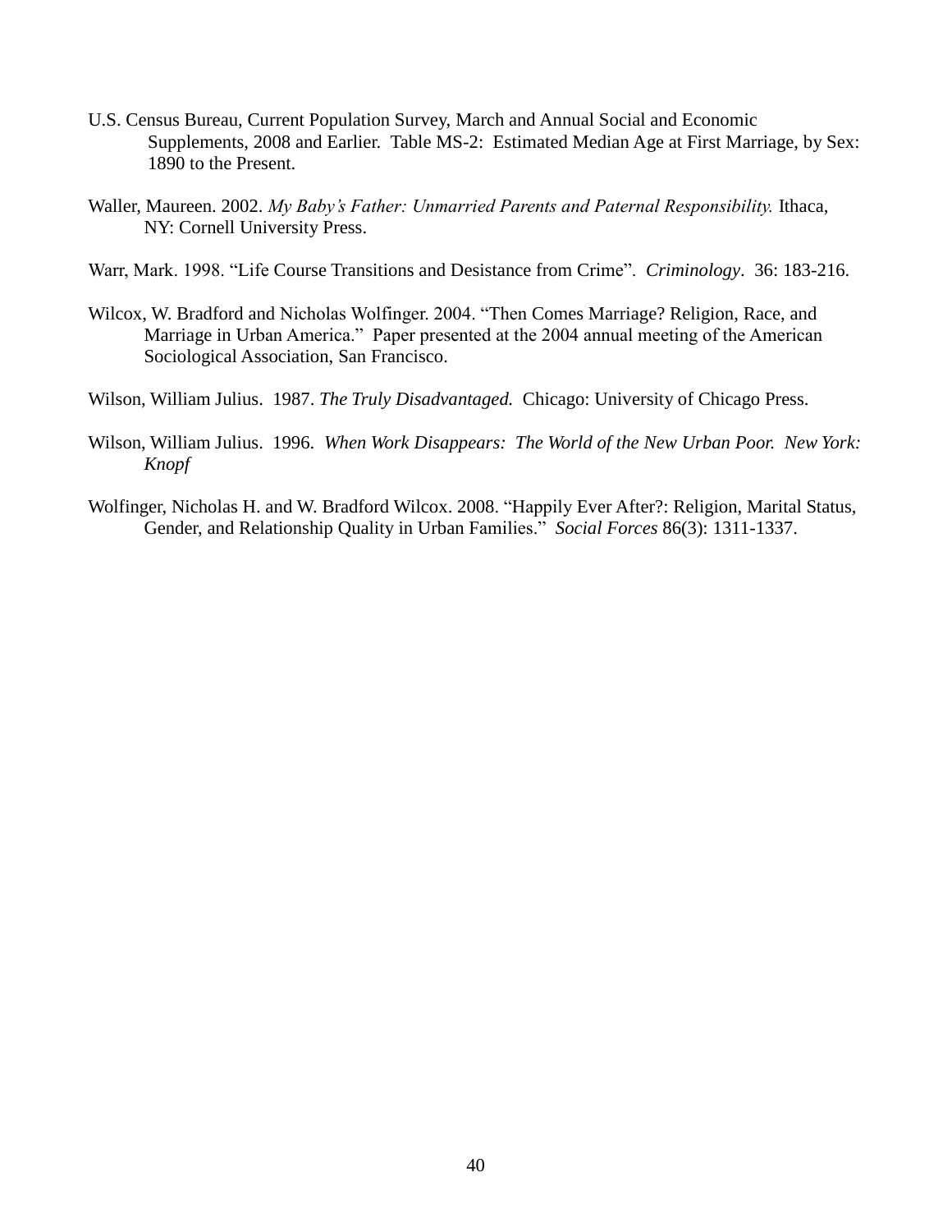U.S. Census Bureau, Current Population Survey, March and Annual Social and Economic Supplements, 2008 and Earlier. Table MS-2: Estimated Median Age at First Marriage, by Sex: 1890 to the Present.

Waller, Maureen. 2002. *My Baby's Father: Unmarried Parents and Paternal Responsibility.* Ithaca, NY: Cornell University Press.

Warr, Mark. 1998. "Life Course Transitions and Desistance from Crime". *Criminology*. 36: 183-216.

Wilcox, W. Bradford and Nicholas Wolfinger. 2004. "Then Comes Marriage? Religion, Race, and Marriage in Urban America." Paper presented at the 2004 annual meeting of the American Sociological Association, San Francisco.

Wilson, William Julius. 1987. *The Truly Disadvantaged.* Chicago: University of Chicago Press.

Wilson, William Julius. 1996. *When Work Disappears: The World of the New Urban Poor. New York: Knopf*

Wolfinger, Nicholas H. and W. Bradford Wilcox. 2008. "Happily Ever After?: Religion, Marital Status, Gender, and Relationship Quality in Urban Families." *Social Forces* 86(3): 1311-1337.